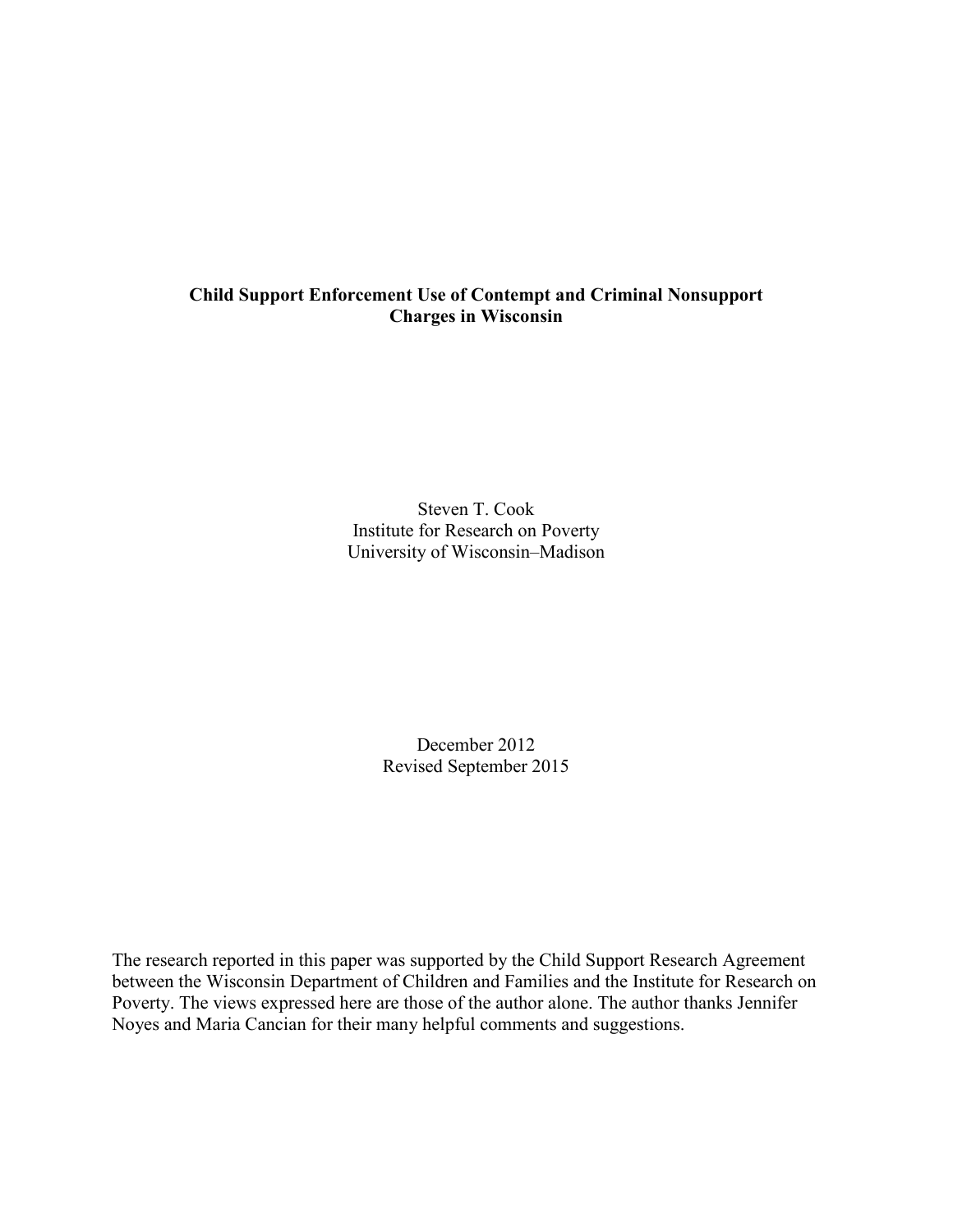# Child Support Enforcement Use of Contempt and Criminal Nonsupport Charges in Wisconsin

Steven T. Cook
Institute for Research on Poverty
University of Wisconsin–Madison

December 2012
Revised September 2015

The research reported in this paper was supported by the Child Support Research Agreement between the Wisconsin Department of Children and Families and the Institute for Research on Poverty. The views expressed here are those of the author alone. The author thanks Jennifer Noyes and Maria Cancian for their many helpful comments and suggestions.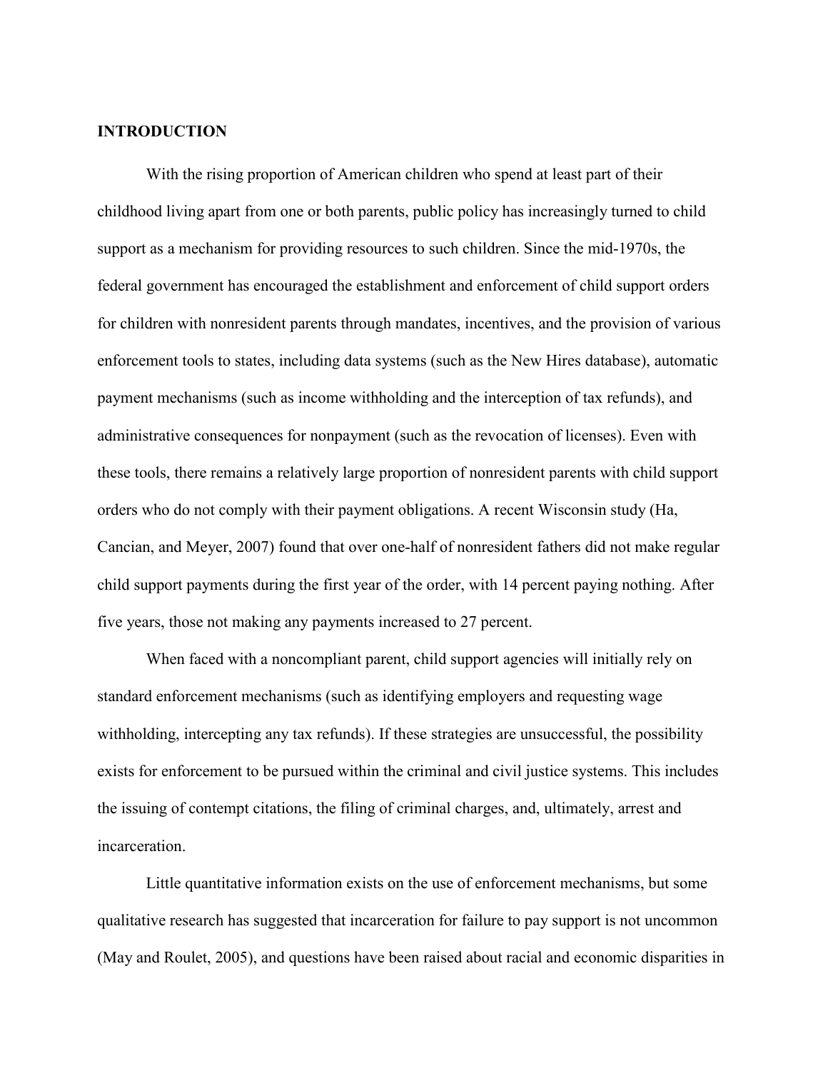## INTRODUCTION

With the rising proportion of American children who spend at least part of their childhood living apart from one or both parents, public policy has increasingly turned to child support as a mechanism for providing resources to such children. Since the mid-1970s, the federal government has encouraged the establishment and enforcement of child support orders for children with nonresident parents through mandates, incentives, and the provision of various enforcement tools to states, including data systems (such as the New Hires database), automatic payment mechanisms (such as income withholding and the interception of tax refunds), and administrative consequences for nonpayment (such as the revocation of licenses). Even with these tools, there remains a relatively large proportion of nonresident parents with child support orders who do not comply with their payment obligations. A recent Wisconsin study (Ha, Cancian, and Meyer, 2007) found that over one-half of nonresident fathers did not make regular child support payments during the first year of the order, with 14 percent paying nothing. After five years, those not making any payments increased to 27 percent.

When faced with a noncompliant parent, child support agencies will initially rely on standard enforcement mechanisms (such as identifying employers and requesting wage withholding, intercepting any tax refunds). If these strategies are unsuccessful, the possibility exists for enforcement to be pursued within the criminal and civil justice systems. This includes the issuing of contempt citations, the filing of criminal charges, and, ultimately, arrest and incarceration.

Little quantitative information exists on the use of enforcement mechanisms, but some qualitative research has suggested that incarceration for failure to pay support is not uncommon (May and Roulet, 2005), and questions have been raised about racial and economic disparities in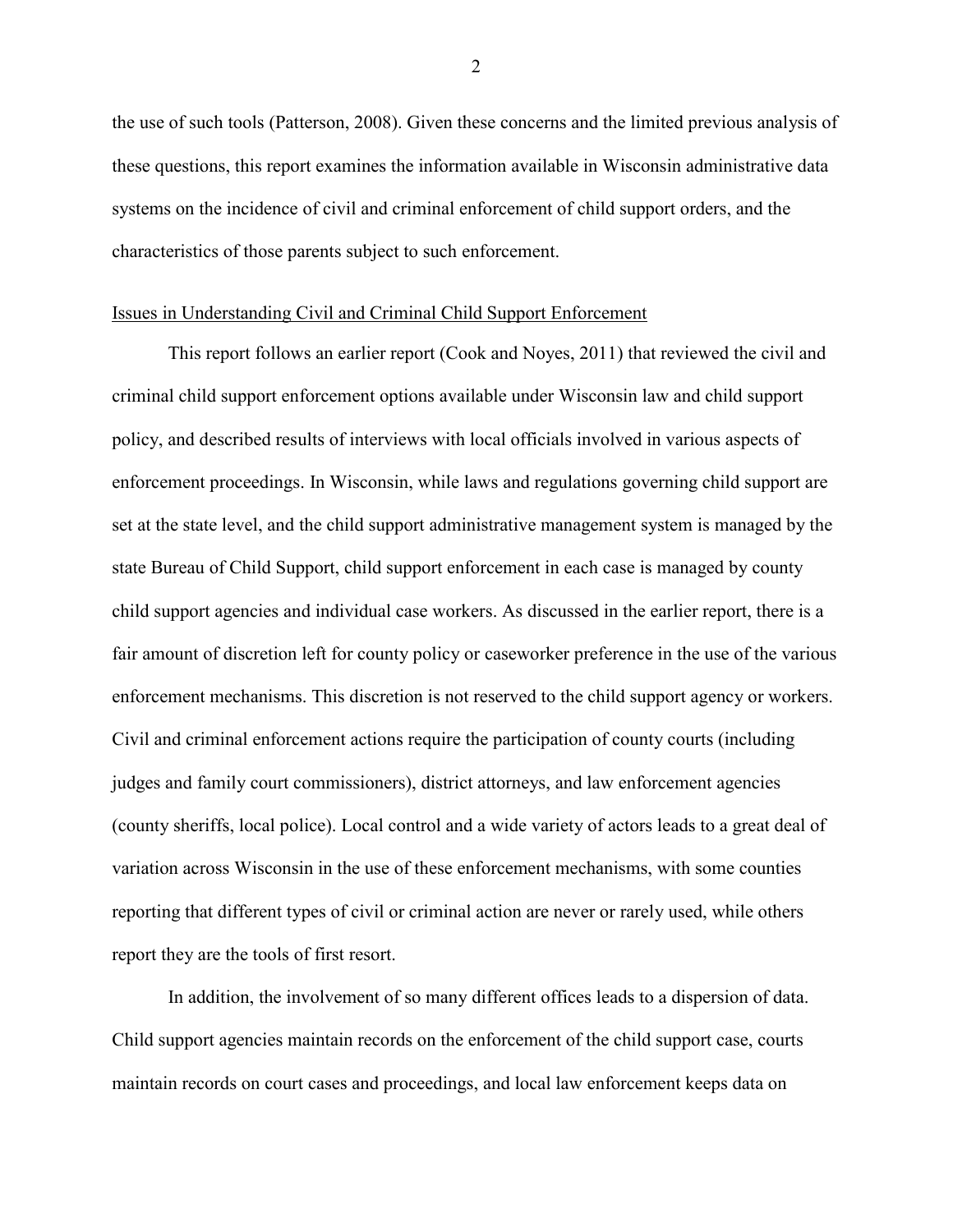the use of such tools (Patterson, 2008). Given these concerns and the limited previous analysis of these questions, this report examines the information available in Wisconsin administrative data systems on the incidence of civil and criminal enforcement of child support orders, and the characteristics of those parents subject to such enforcement.

## Issues in Understanding Civil and Criminal Child Support Enforcement

This report follows an earlier report (Cook and Noyes, 2011) that reviewed the civil and criminal child support enforcement options available under Wisconsin law and child support policy, and described results of interviews with local officials involved in various aspects of enforcement proceedings. In Wisconsin, while laws and regulations governing child support are set at the state level, and the child support administrative management system is managed by the state Bureau of Child Support, child support enforcement in each case is managed by county child support agencies and individual case workers. As discussed in the earlier report, there is a fair amount of discretion left for county policy or caseworker preference in the use of the various enforcement mechanisms. This discretion is not reserved to the child support agency or workers. Civil and criminal enforcement actions require the participation of county courts (including judges and family court commissioners), district attorneys, and law enforcement agencies (county sheriffs, local police). Local control and a wide variety of actors leads to a great deal of variation across Wisconsin in the use of these enforcement mechanisms, with some counties reporting that different types of civil or criminal action are never or rarely used, while others report they are the tools of first resort.

In addition, the involvement of so many different offices leads to a dispersion of data. Child support agencies maintain records on the enforcement of the child support case, courts maintain records on court cases and proceedings, and local law enforcement keeps data on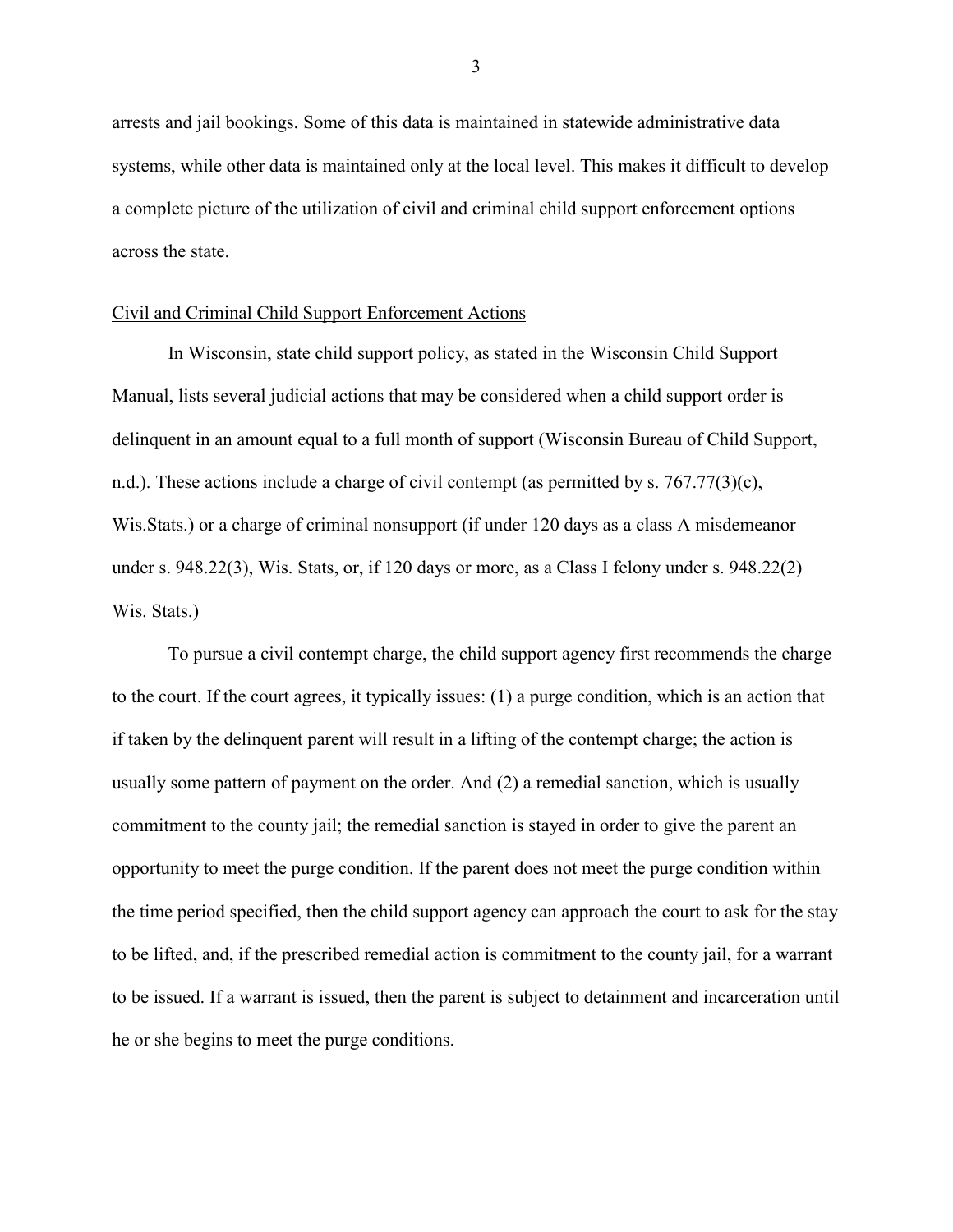arrests and jail bookings. Some of this data is maintained in statewide administrative data systems, while other data is maintained only at the local level. This makes it difficult to develop a complete picture of the utilization of civil and criminal child support enforcement options across the state.

## Civil and Criminal Child Support Enforcement Actions

In Wisconsin, state child support policy, as stated in the Wisconsin Child Support Manual, lists several judicial actions that may be considered when a child support order is delinquent in an amount equal to a full month of support (Wisconsin Bureau of Child Support, n.d.). These actions include a charge of civil contempt (as permitted by s. 767.77(3)(c), Wis.Stats.) or a charge of criminal nonsupport (if under 120 days as a class A misdemeanor under s. 948.22(3), Wis. Stats, or, if 120 days or more, as a Class I felony under s. 948.22(2) Wis. Stats.)

To pursue a civil contempt charge, the child support agency first recommends the charge to the court. If the court agrees, it typically issues: (1) a purge condition, which is an action that if taken by the delinquent parent will result in a lifting of the contempt charge; the action is usually some pattern of payment on the order. And (2) a remedial sanction, which is usually commitment to the county jail; the remedial sanction is stayed in order to give the parent an opportunity to meet the purge condition. If the parent does not meet the purge condition within the time period specified, then the child support agency can approach the court to ask for the stay to be lifted, and, if the prescribed remedial action is commitment to the county jail, for a warrant to be issued. If a warrant is issued, then the parent is subject to detainment and incarceration until he or she begins to meet the purge conditions.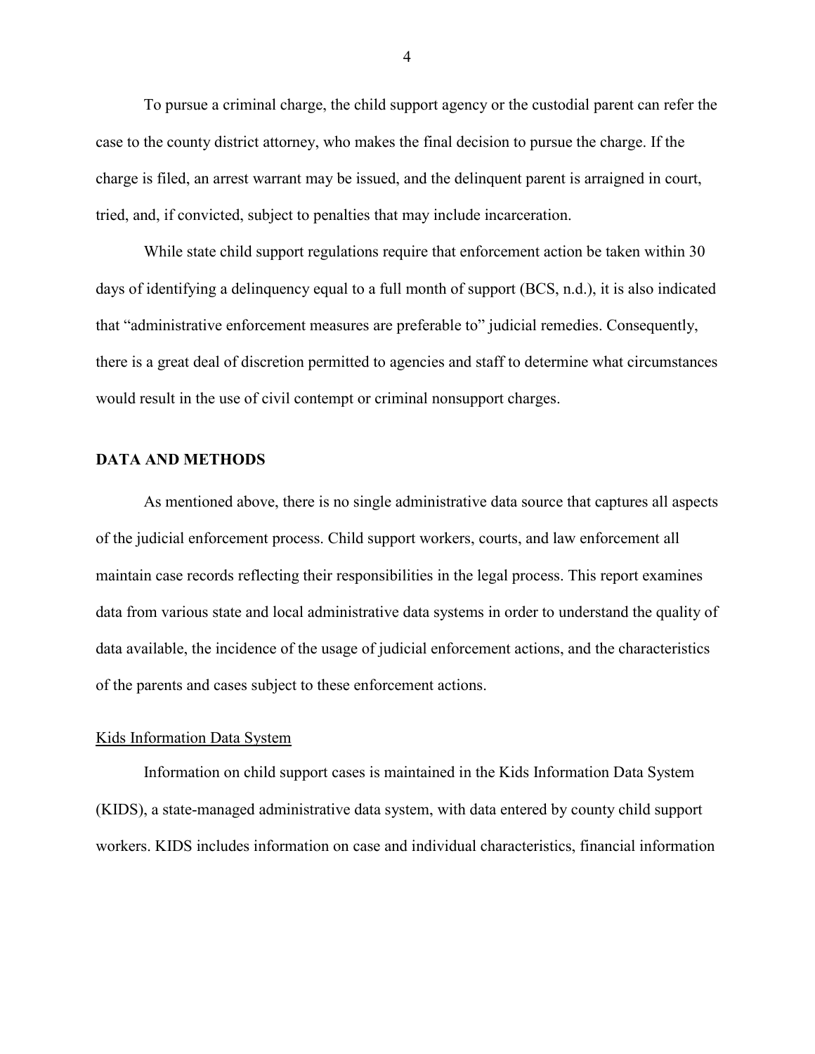To pursue a criminal charge, the child support agency or the custodial parent can refer the case to the county district attorney, who makes the final decision to pursue the charge. If the charge is filed, an arrest warrant may be issued, and the delinquent parent is arraigned in court, tried, and, if convicted, subject to penalties that may include incarceration.

While state child support regulations require that enforcement action be taken within 30 days of identifying a delinquency equal to a full month of support (BCS, n.d.), it is also indicated that "administrative enforcement measures are preferable to" judicial remedies. Consequently, there is a great deal of discretion permitted to agencies and staff to determine what circumstances would result in the use of civil contempt or criminal nonsupport charges.

## DATA AND METHODS

As mentioned above, there is no single administrative data source that captures all aspects of the judicial enforcement process. Child support workers, courts, and law enforcement all maintain case records reflecting their responsibilities in the legal process. This report examines data from various state and local administrative data systems in order to understand the quality of data available, the incidence of the usage of judicial enforcement actions, and the characteristics of the parents and cases subject to these enforcement actions.

### Kids Information Data System

Information on child support cases is maintained in the Kids Information Data System (KIDS), a state-managed administrative data system, with data entered by county child support workers. KIDS includes information on case and individual characteristics, financial information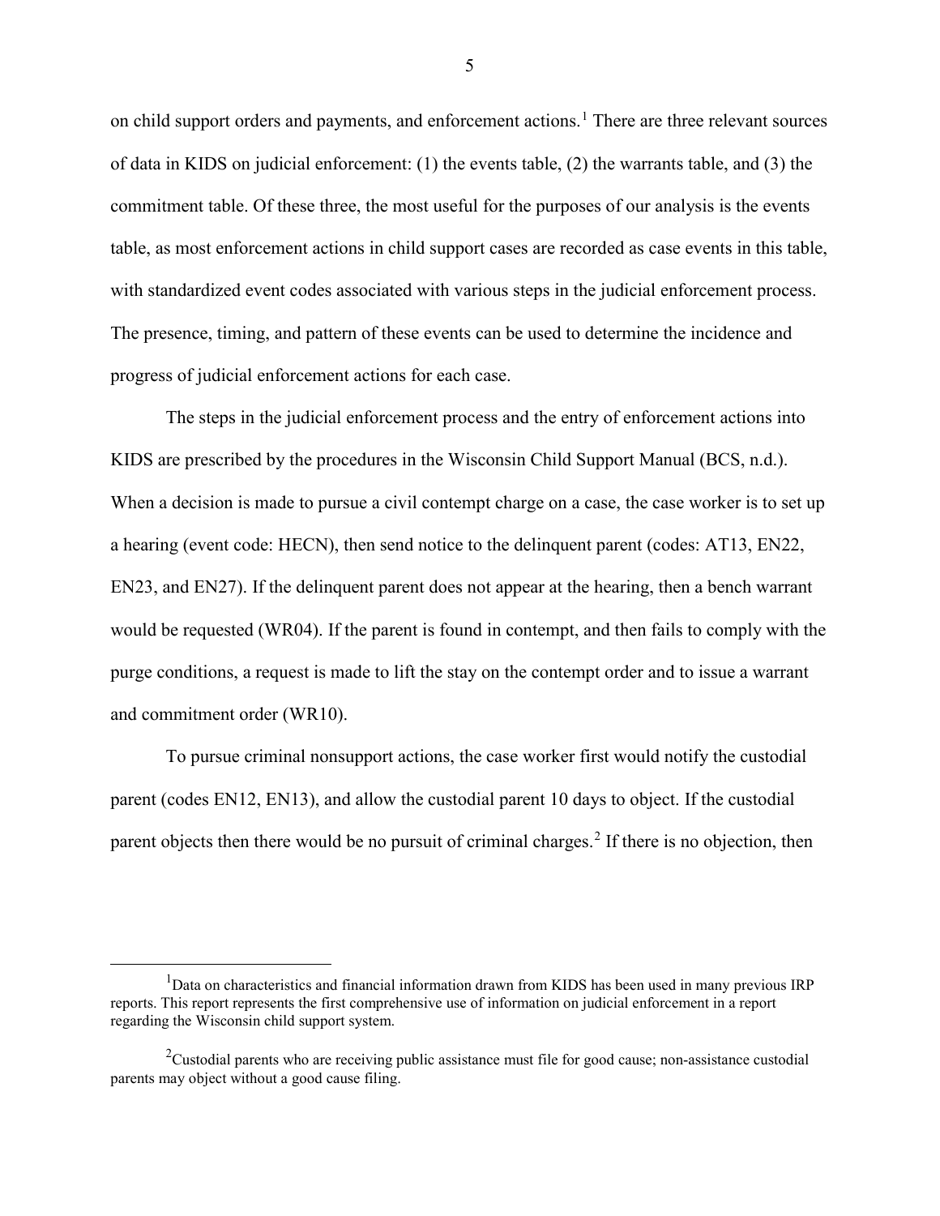on child support orders and payments, and enforcement actions.[1] There are three relevant sources of data in KIDS on judicial enforcement: (1) the events table, (2) the warrants table, and (3) the commitment table. Of these three, the most useful for the purposes of our analysis is the events table, as most enforcement actions in child support cases are recorded as case events in this table, with standardized event codes associated with various steps in the judicial enforcement process. The presence, timing, and pattern of these events can be used to determine the incidence and progress of judicial enforcement actions for each case.

The steps in the judicial enforcement process and the entry of enforcement actions into KIDS are prescribed by the procedures in the Wisconsin Child Support Manual (BCS, n.d.). When a decision is made to pursue a civil contempt charge on a case, the case worker is to set up a hearing (event code: HECN), then send notice to the delinquent parent (codes: AT13, EN22, EN23, and EN27). If the delinquent parent does not appear at the hearing, then a bench warrant would be requested (WR04). If the parent is found in contempt, and then fails to comply with the purge conditions, a request is made to lift the stay on the contempt order and to issue a warrant and commitment order (WR10).

To pursue criminal nonsupport actions, the case worker first would notify the custodial parent (codes EN12, EN13), and allow the custodial parent 10 days to object. If the custodial parent objects then there would be no pursuit of criminal charges.[2] If there is no objection, then

---

[1] Data on characteristics and financial information drawn from KIDS has been used in many previous IRP reports. This report represents the first comprehensive use of information on judicial enforcement in a report regarding the Wisconsin child support system.

[2] Custodial parents who are receiving public assistance must file for good cause; non-assistance custodial parents may object without a good cause filing.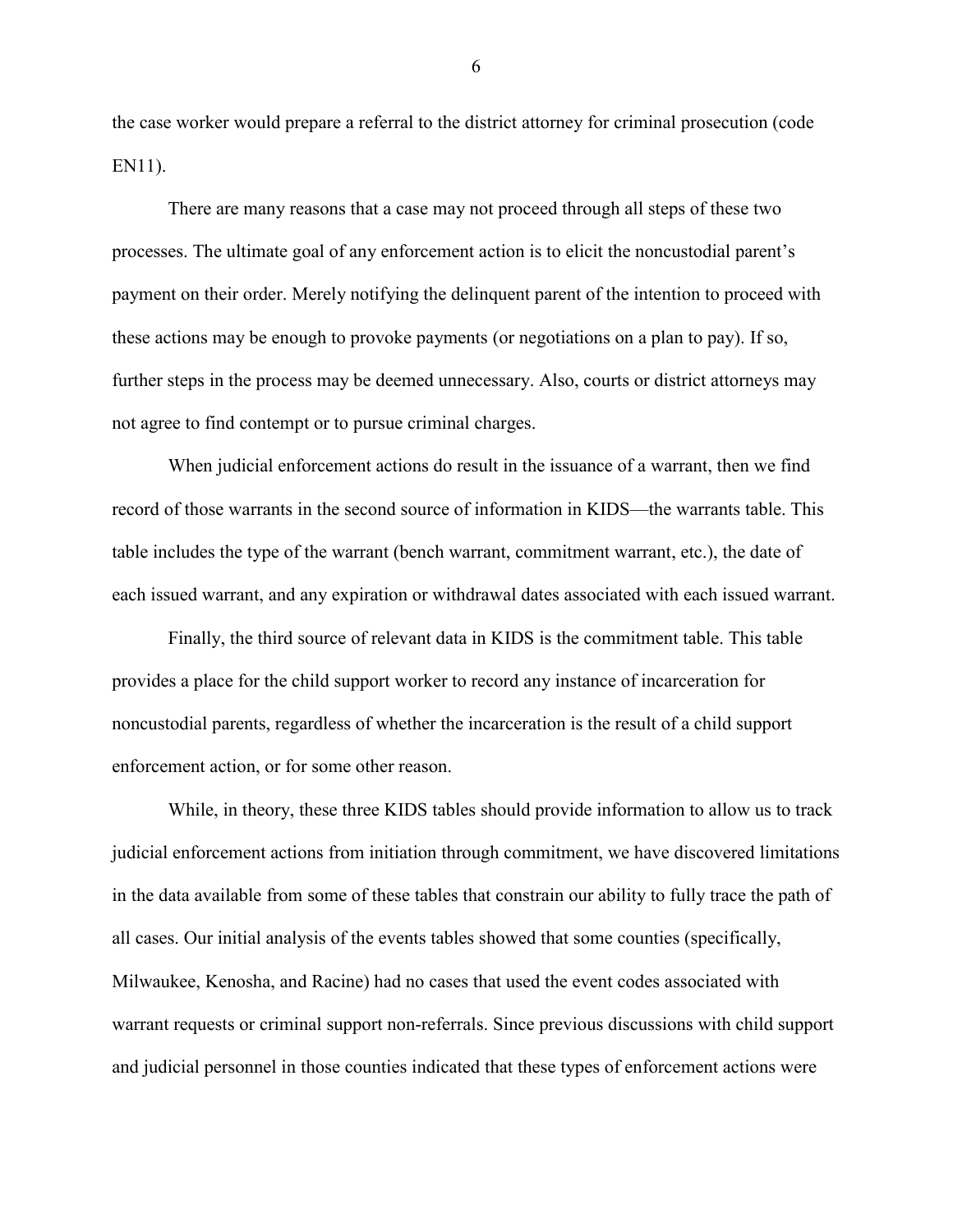the case worker would prepare a referral to the district attorney for criminal prosecution (code EN11).

There are many reasons that a case may not proceed through all steps of these two processes. The ultimate goal of any enforcement action is to elicit the noncustodial parent's payment on their order. Merely notifying the delinquent parent of the intention to proceed with these actions may be enough to provoke payments (or negotiations on a plan to pay). If so, further steps in the process may be deemed unnecessary. Also, courts or district attorneys may not agree to find contempt or to pursue criminal charges.

When judicial enforcement actions do result in the issuance of a warrant, then we find record of those warrants in the second source of information in KIDS—the warrants table. This table includes the type of the warrant (bench warrant, commitment warrant, etc.), the date of each issued warrant, and any expiration or withdrawal dates associated with each issued warrant.

Finally, the third source of relevant data in KIDS is the commitment table. This table provides a place for the child support worker to record any instance of incarceration for noncustodial parents, regardless of whether the incarceration is the result of a child support enforcement action, or for some other reason.

While, in theory, these three KIDS tables should provide information to allow us to track judicial enforcement actions from initiation through commitment, we have discovered limitations in the data available from some of these tables that constrain our ability to fully trace the path of all cases. Our initial analysis of the events tables showed that some counties (specifically, Milwaukee, Kenosha, and Racine) had no cases that used the event codes associated with warrant requests or criminal support non-referrals. Since previous discussions with child support and judicial personnel in those counties indicated that these types of enforcement actions were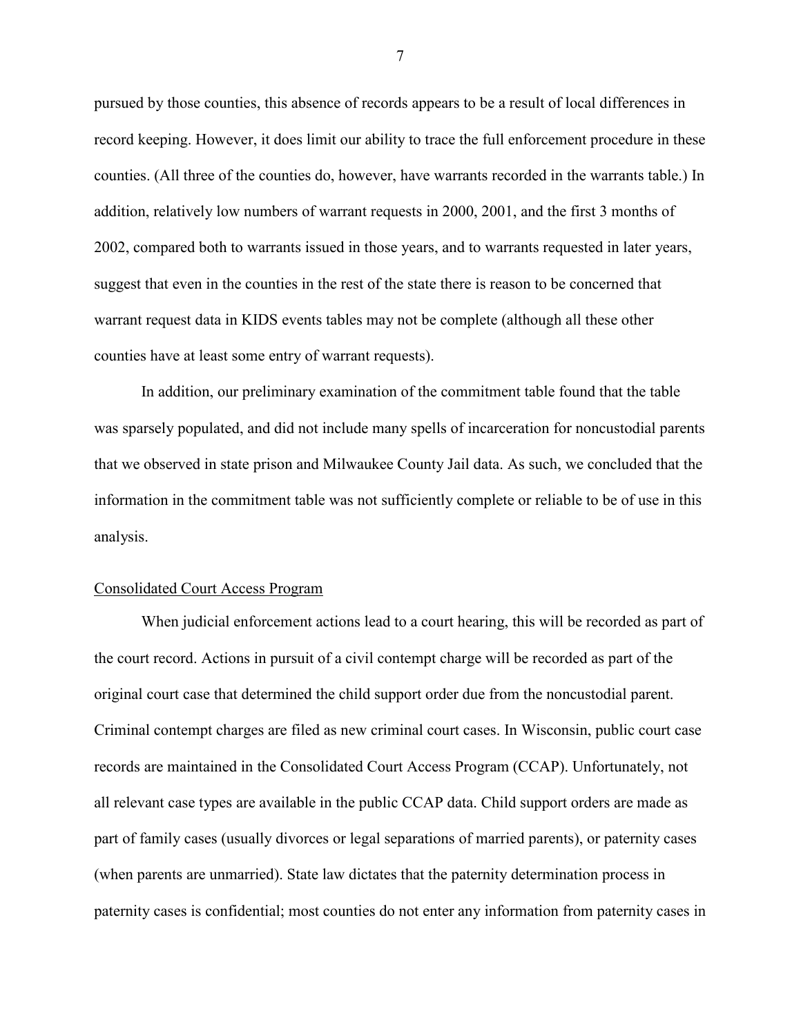pursued by those counties, this absence of records appears to be a result of local differences in record keeping. However, it does limit our ability to trace the full enforcement procedure in these counties. (All three of the counties do, however, have warrants recorded in the warrants table.) In addition, relatively low numbers of warrant requests in 2000, 2001, and the first 3 months of 2002, compared both to warrants issued in those years, and to warrants requested in later years, suggest that even in the counties in the rest of the state there is reason to be concerned that warrant request data in KIDS events tables may not be complete (although all these other counties have at least some entry of warrant requests).

In addition, our preliminary examination of the commitment table found that the table was sparsely populated, and did not include many spells of incarceration for noncustodial parents that we observed in state prison and Milwaukee County Jail data. As such, we concluded that the information in the commitment table was not sufficiently complete or reliable to be of use in this analysis.

## Consolidated Court Access Program

When judicial enforcement actions lead to a court hearing, this will be recorded as part of the court record. Actions in pursuit of a civil contempt charge will be recorded as part of the original court case that determined the child support order due from the noncustodial parent. Criminal contempt charges are filed as new criminal court cases. In Wisconsin, public court case records are maintained in the Consolidated Court Access Program (CCAP). Unfortunately, not all relevant case types are available in the public CCAP data. Child support orders are made as part of family cases (usually divorces or legal separations of married parents), or paternity cases (when parents are unmarried). State law dictates that the paternity determination process in paternity cases is confidential; most counties do not enter any information from paternity cases in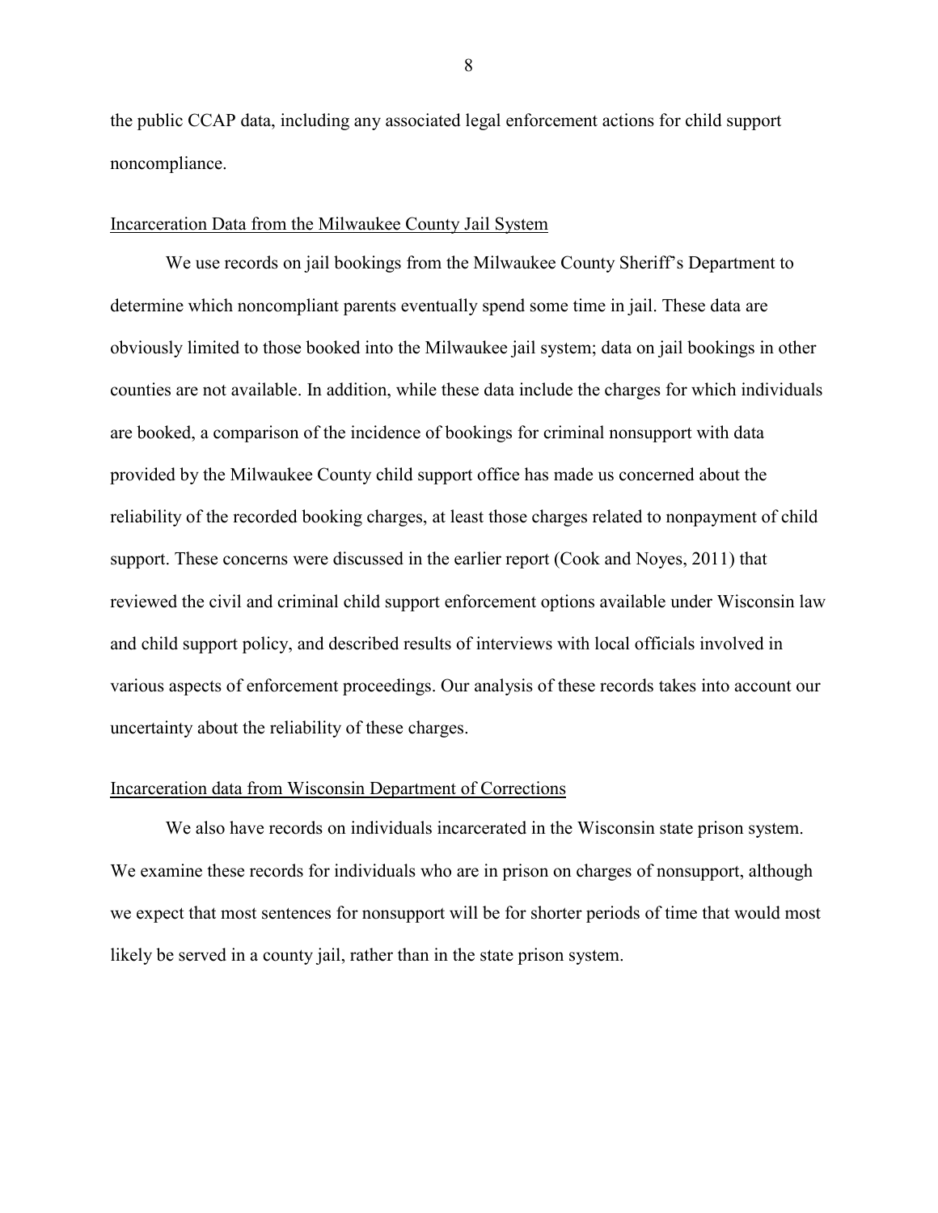the public CCAP data, including any associated legal enforcement actions for child support noncompliance.

### Incarceration Data from the Milwaukee County Jail System

We use records on jail bookings from the Milwaukee County Sheriff's Department to determine which noncompliant parents eventually spend some time in jail. These data are obviously limited to those booked into the Milwaukee jail system; data on jail bookings in other counties are not available. In addition, while these data include the charges for which individuals are booked, a comparison of the incidence of bookings for criminal nonsupport with data provided by the Milwaukee County child support office has made us concerned about the reliability of the recorded booking charges, at least those charges related to nonpayment of child support. These concerns were discussed in the earlier report (Cook and Noyes, 2011) that reviewed the civil and criminal child support enforcement options available under Wisconsin law and child support policy, and described results of interviews with local officials involved in various aspects of enforcement proceedings. Our analysis of these records takes into account our uncertainty about the reliability of these charges.

### Incarceration data from Wisconsin Department of Corrections

We also have records on individuals incarcerated in the Wisconsin state prison system. We examine these records for individuals who are in prison on charges of nonsupport, although we expect that most sentences for nonsupport will be for shorter periods of time that would most likely be served in a county jail, rather than in the state prison system.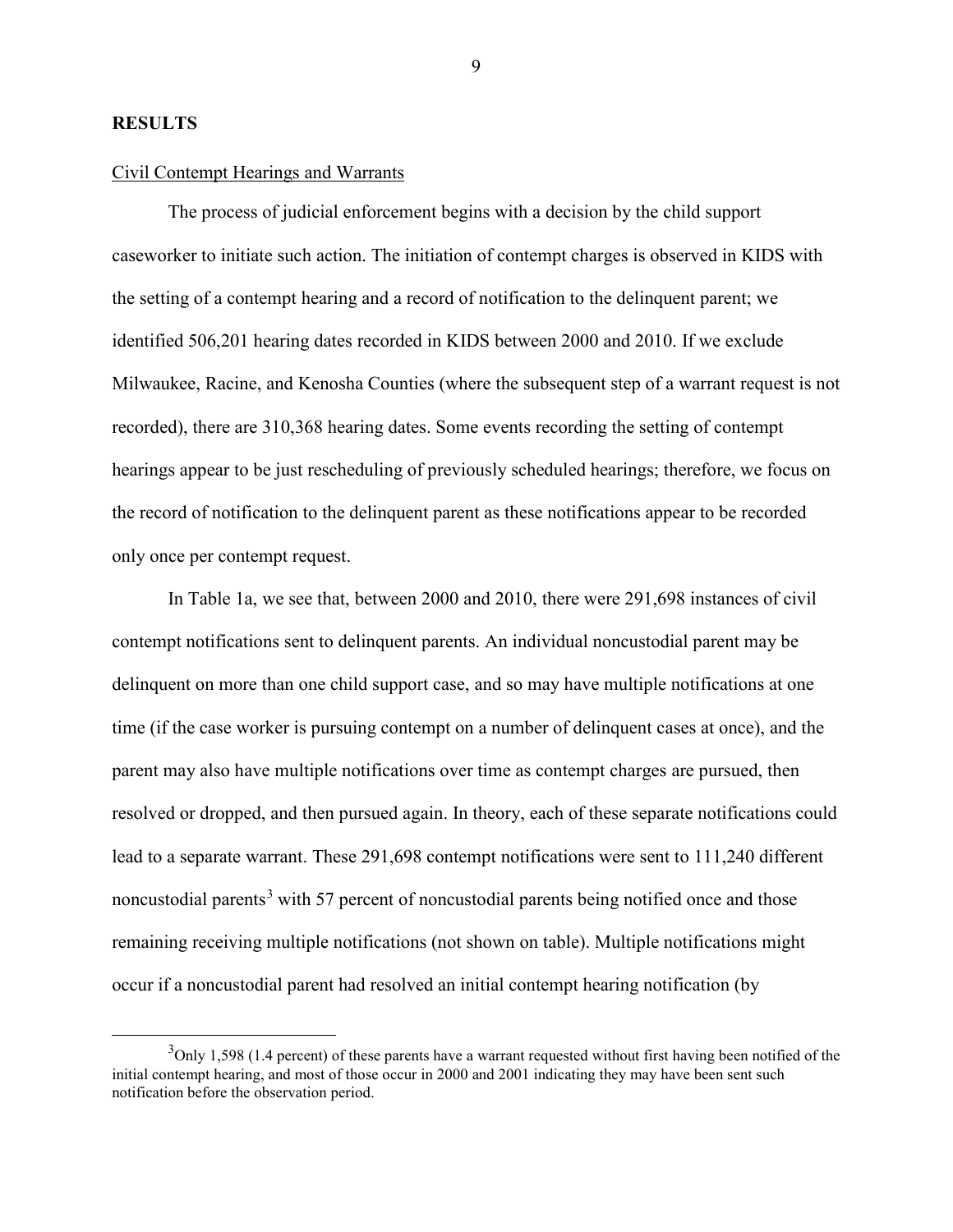## RESULTS

Civil Contempt Hearings and Warrants

The process of judicial enforcement begins with a decision by the child support caseworker to initiate such action. The initiation of contempt charges is observed in KIDS with the setting of a contempt hearing and a record of notification to the delinquent parent; we identified 506,201 hearing dates recorded in KIDS between 2000 and 2010. If we exclude Milwaukee, Racine, and Kenosha Counties (where the subsequent step of a warrant request is not recorded), there are 310,368 hearing dates. Some events recording the setting of contempt hearings appear to be just rescheduling of previously scheduled hearings; therefore, we focus on the record of notification to the delinquent parent as these notifications appear to be recorded only once per contempt request.

In Table 1a, we see that, between 2000 and 2010, there were 291,698 instances of civil contempt notifications sent to delinquent parents. An individual noncustodial parent may be delinquent on more than one child support case, and so may have multiple notifications at one time (if the case worker is pursuing contempt on a number of delinquent cases at once), and the parent may also have multiple notifications over time as contempt charges are pursued, then resolved or dropped, and then pursued again. In theory, each of these separate notifications could lead to a separate warrant. These 291,698 contempt notifications were sent to 111,240 different noncustodial parents[3] with 57 percent of noncustodial parents being notified once and those remaining receiving multiple notifications (not shown on table). Multiple notifications might occur if a noncustodial parent had resolved an initial contempt hearing notification (by

[3]Only 1,598 (1.4 percent) of these parents have a warrant requested without first having been notified of the initial contempt hearing, and most of those occur in 2000 and 2001 indicating they may have been sent such notification before the observation period.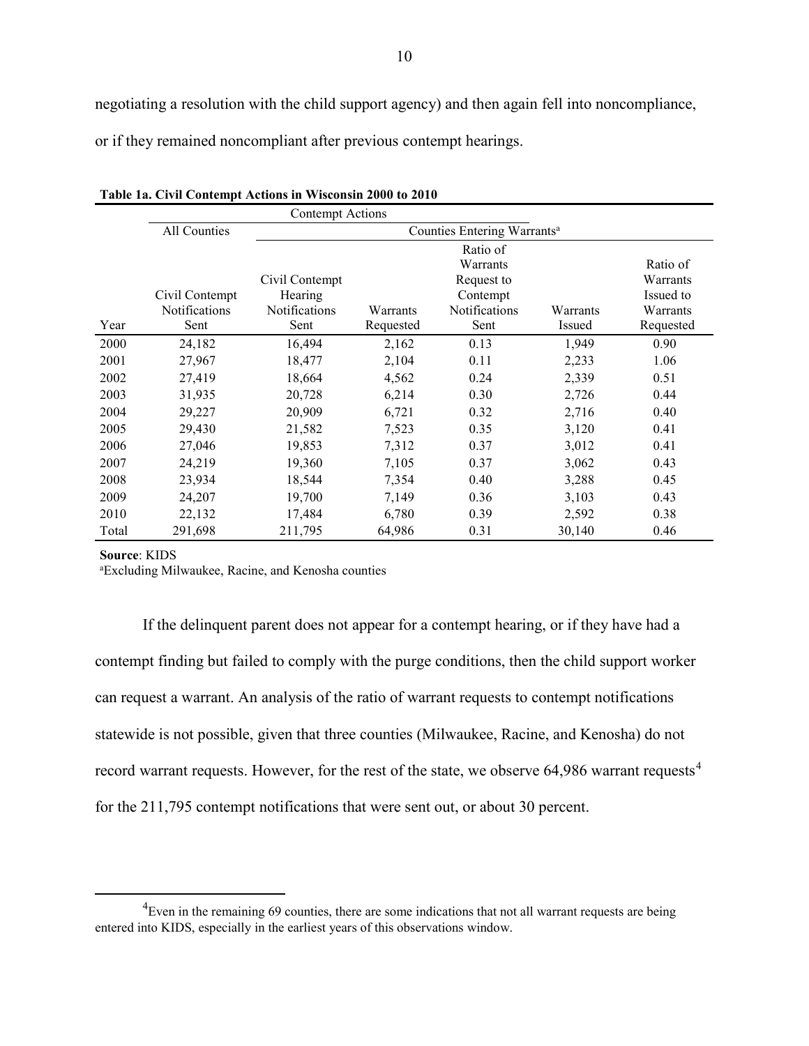negotiating a resolution with the child support agency) and then again fell into noncompliance, or if they remained noncompliant after previous contempt hearings.

**Table 1a. Civil Contempt Actions in Wisconsin 2000 to 2010**

| | Contempt Actions | | | | | |
|---|---|---|---|---|---|---|
| | All Counties | Counties Entering Warrants[a] | | | | |
| Year | Civil Contempt Notifications Sent | Civil Contempt Hearing Notifications Sent | Warrants Requested | Ratio of Warrants Request to Contempt Notifications Sent | Warrants Issued | Ratio of Warrants Issued to Warrants Requested |
| 2000 | 24,182 | 16,494 | 2,162 | 0.13 | 1,949 | 0.90 |
| 2001 | 27,967 | 18,477 | 2,104 | 0.11 | 2,233 | 1.06 |
| 2002 | 27,419 | 18,664 | 4,562 | 0.24 | 2,339 | 0.51 |
| 2003 | 31,935 | 20,728 | 6,214 | 0.30 | 2,726 | 0.44 |
| 2004 | 29,227 | 20,909 | 6,721 | 0.32 | 2,716 | 0.40 |
| 2005 | 29,430 | 21,582 | 7,523 | 0.35 | 3,120 | 0.41 |
| 2006 | 27,046 | 19,853 | 7,312 | 0.37 | 3,012 | 0.41 |
| 2007 | 24,219 | 19,360 | 7,105 | 0.37 | 3,062 | 0.43 |
| 2008 | 23,934 | 18,544 | 7,354 | 0.40 | 3,288 | 0.45 |
| 2009 | 24,207 | 19,700 | 7,149 | 0.36 | 3,103 | 0.43 |
| 2010 | 22,132 | 17,484 | 6,780 | 0.39 | 2,592 | 0.38 |
| Total | 291,698 | 211,795 | 64,986 | 0.31 | 30,140 | 0.46 |

**Source**: KIDS

[a]Excluding Milwaukee, Racine, and Kenosha counties

If the delinquent parent does not appear for a contempt hearing, or if they have had a contempt finding but failed to comply with the purge conditions, then the child support worker can request a warrant. An analysis of the ratio of warrant requests to contempt notifications statewide is not possible, given that three counties (Milwaukee, Racine, and Kenosha) do not record warrant requests. However, for the rest of the state, we observe 64,986 warrant requests[4] for the 211,795 contempt notifications that were sent out, or about 30 percent.

[4]Even in the remaining 69 counties, there are some indications that not all warrant requests are being entered into KIDS, especially in the earliest years of this observations window.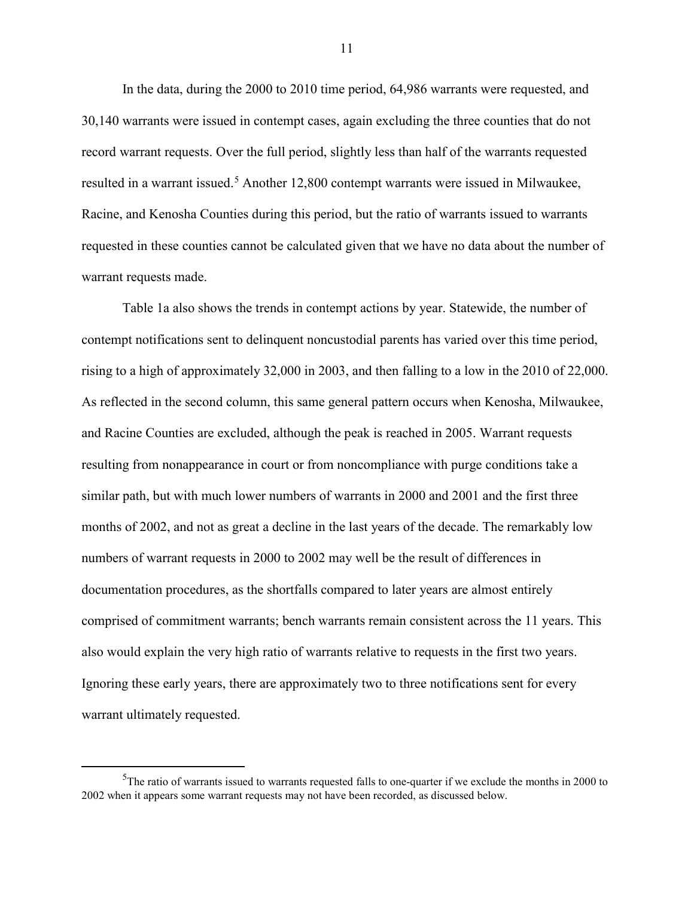In the data, during the 2000 to 2010 time period, 64,986 warrants were requested, and 30,140 warrants were issued in contempt cases, again excluding the three counties that do not record warrant requests. Over the full period, slightly less than half of the warrants requested resulted in a warrant issued.[5] Another 12,800 contempt warrants were issued in Milwaukee, Racine, and Kenosha Counties during this period, but the ratio of warrants issued to warrants requested in these counties cannot be calculated given that we have no data about the number of warrant requests made.

Table 1a also shows the trends in contempt actions by year. Statewide, the number of contempt notifications sent to delinquent noncustodial parents has varied over this time period, rising to a high of approximately 32,000 in 2003, and then falling to a low in the 2010 of 22,000. As reflected in the second column, this same general pattern occurs when Kenosha, Milwaukee, and Racine Counties are excluded, although the peak is reached in 2005. Warrant requests resulting from nonappearance in court or from noncompliance with purge conditions take a similar path, but with much lower numbers of warrants in 2000 and 2001 and the first three months of 2002, and not as great a decline in the last years of the decade. The remarkably low numbers of warrant requests in 2000 to 2002 may well be the result of differences in documentation procedures, as the shortfalls compared to later years are almost entirely comprised of commitment warrants; bench warrants remain consistent across the 11 years. This also would explain the very high ratio of warrants relative to requests in the first two years. Ignoring these early years, there are approximately two to three notifications sent for every warrant ultimately requested.

[5]The ratio of warrants issued to warrants requested falls to one-quarter if we exclude the months in 2000 to 2002 when it appears some warrant requests may not have been recorded, as discussed below.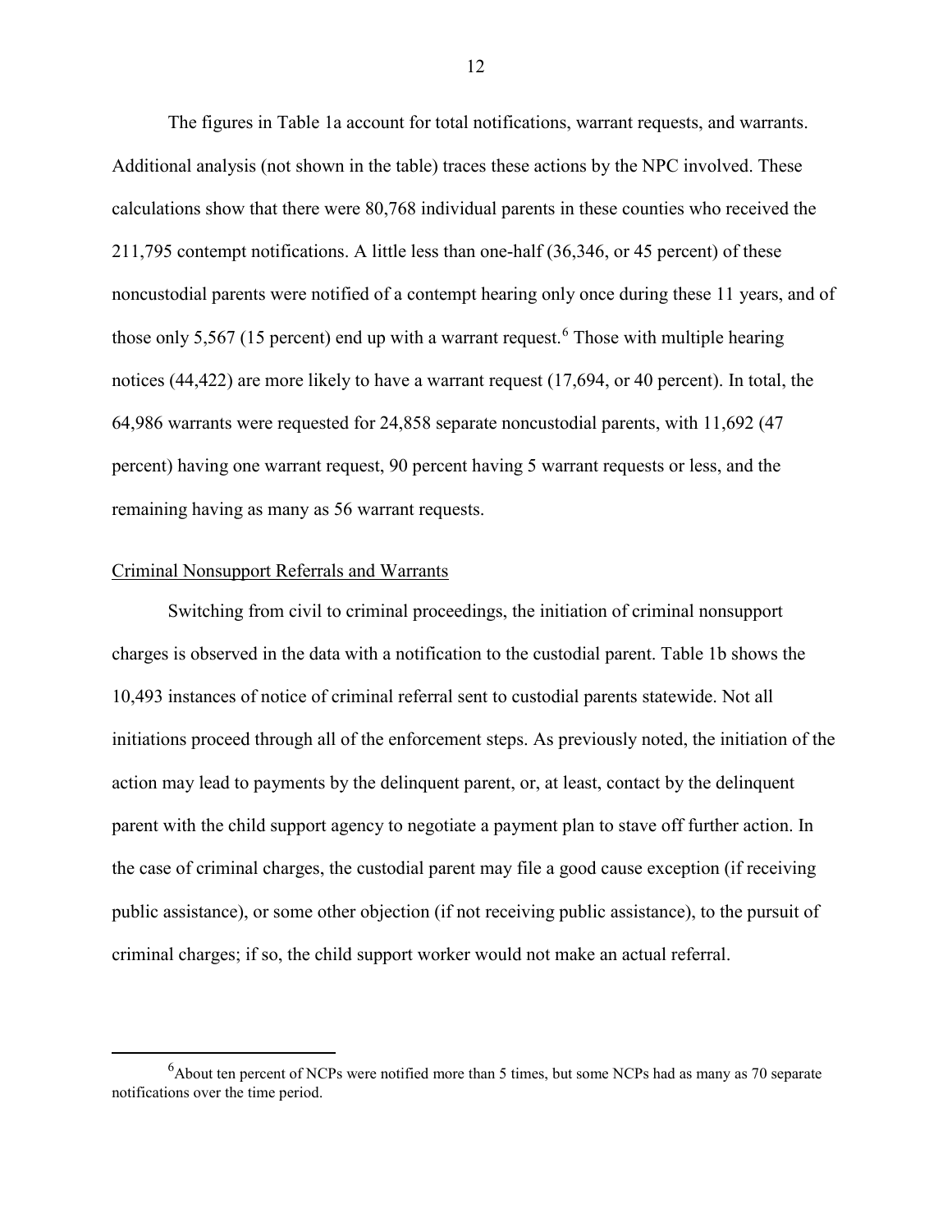The figures in Table 1a account for total notifications, warrant requests, and warrants. Additional analysis (not shown in the table) traces these actions by the NPC involved. These calculations show that there were 80,768 individual parents in these counties who received the 211,795 contempt notifications. A little less than one-half (36,346, or 45 percent) of these noncustodial parents were notified of a contempt hearing only once during these 11 years, and of those only 5,567 (15 percent) end up with a warrant request.[6] Those with multiple hearing notices (44,422) are more likely to have a warrant request (17,694, or 40 percent). In total, the 64,986 warrants were requested for 24,858 separate noncustodial parents, with 11,692 (47 percent) having one warrant request, 90 percent having 5 warrant requests or less, and the remaining having as many as 56 warrant requests.

<u>Criminal Nonsupport Referrals and Warrants</u>

Switching from civil to criminal proceedings, the initiation of criminal nonsupport charges is observed in the data with a notification to the custodial parent. Table 1b shows the 10,493 instances of notice of criminal referral sent to custodial parents statewide. Not all initiations proceed through all of the enforcement steps. As previously noted, the initiation of the action may lead to payments by the delinquent parent, or, at least, contact by the delinquent parent with the child support agency to negotiate a payment plan to stave off further action. In the case of criminal charges, the custodial parent may file a good cause exception (if receiving public assistance), or some other objection (if not receiving public assistance), to the pursuit of criminal charges; if so, the child support worker would not make an actual referral.

[6] About ten percent of NCPs were notified more than 5 times, but some NCPs had as many as 70 separate notifications over the time period.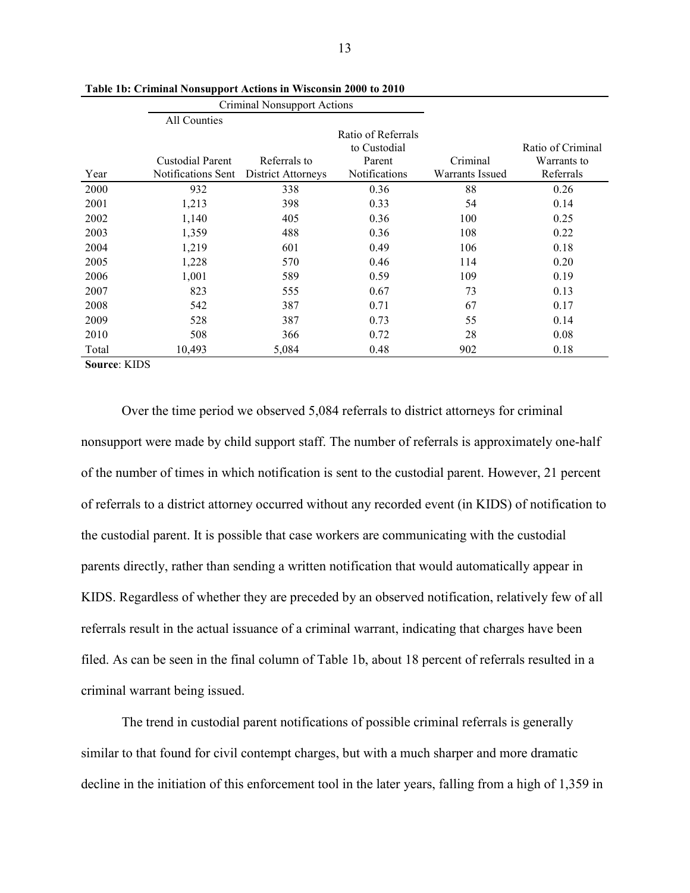**Table 1b: Criminal Nonsupport Actions in Wisconsin 2000 to 2010**

| | Criminal Nonsupport Actions | | | | |
|---|---|---|---|---|---|
| | All Counties | | | | |
| Year | Custodial Parent Notifications Sent | Referrals to District Attorneys | Ratio of Referrals to Custodial Parent Notifications | Criminal Warrants Issued | Ratio of Criminal Warrants to Referrals |
| 2000 | 932 | 338 | 0.36 | 88 | 0.26 |
| 2001 | 1,213 | 398 | 0.33 | 54 | 0.14 |
| 2002 | 1,140 | 405 | 0.36 | 100 | 0.25 |
| 2003 | 1,359 | 488 | 0.36 | 108 | 0.22 |
| 2004 | 1,219 | 601 | 0.49 | 106 | 0.18 |
| 2005 | 1,228 | 570 | 0.46 | 114 | 0.20 |
| 2006 | 1,001 | 589 | 0.59 | 109 | 0.19 |
| 2007 | 823 | 555 | 0.67 | 73 | 0.13 |
| 2008 | 542 | 387 | 0.71 | 67 | 0.17 |
| 2009 | 528 | 387 | 0.73 | 55 | 0.14 |
| 2010 | 508 | 366 | 0.72 | 28 | 0.08 |
| Total | 10,493 | 5,084 | 0.48 | 902 | 0.18 |

**Source**: KIDS

Over the time period we observed 5,084 referrals to district attorneys for criminal nonsupport were made by child support staff. The number of referrals is approximately one-half of the number of times in which notification is sent to the custodial parent. However, 21 percent of referrals to a district attorney occurred without any recorded event (in KIDS) of notification to the custodial parent. It is possible that case workers are communicating with the custodial parents directly, rather than sending a written notification that would automatically appear in KIDS. Regardless of whether they are preceded by an observed notification, relatively few of all referrals result in the actual issuance of a criminal warrant, indicating that charges have been filed. As can be seen in the final column of Table 1b, about 18 percent of referrals resulted in a criminal warrant being issued.

The trend in custodial parent notifications of possible criminal referrals is generally similar to that found for civil contempt charges, but with a much sharper and more dramatic decline in the initiation of this enforcement tool in the later years, falling from a high of 1,359 in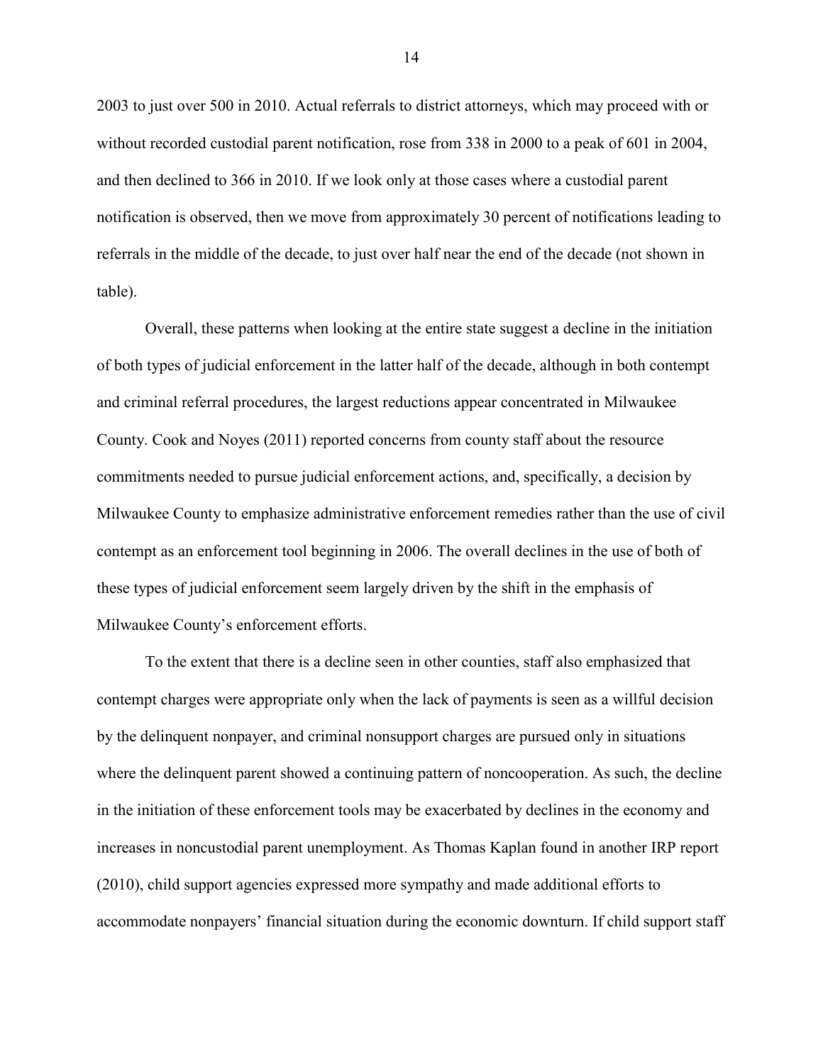2003 to just over 500 in 2010. Actual referrals to district attorneys, which may proceed with or without recorded custodial parent notification, rose from 338 in 2000 to a peak of 601 in 2004, and then declined to 366 in 2010. If we look only at those cases where a custodial parent notification is observed, then we move from approximately 30 percent of notifications leading to referrals in the middle of the decade, to just over half near the end of the decade (not shown in table).

Overall, these patterns when looking at the entire state suggest a decline in the initiation of both types of judicial enforcement in the latter half of the decade, although in both contempt and criminal referral procedures, the largest reductions appear concentrated in Milwaukee County. Cook and Noyes (2011) reported concerns from county staff about the resource commitments needed to pursue judicial enforcement actions, and, specifically, a decision by Milwaukee County to emphasize administrative enforcement remedies rather than the use of civil contempt as an enforcement tool beginning in 2006. The overall declines in the use of both of these types of judicial enforcement seem largely driven by the shift in the emphasis of Milwaukee County's enforcement efforts.

To the extent that there is a decline seen in other counties, staff also emphasized that contempt charges were appropriate only when the lack of payments is seen as a willful decision by the delinquent nonpayer, and criminal nonsupport charges are pursued only in situations where the delinquent parent showed a continuing pattern of noncooperation. As such, the decline in the initiation of these enforcement tools may be exacerbated by declines in the economy and increases in noncustodial parent unemployment. As Thomas Kaplan found in another IRP report (2010), child support agencies expressed more sympathy and made additional efforts to accommodate nonpayers' financial situation during the economic downturn. If child support staff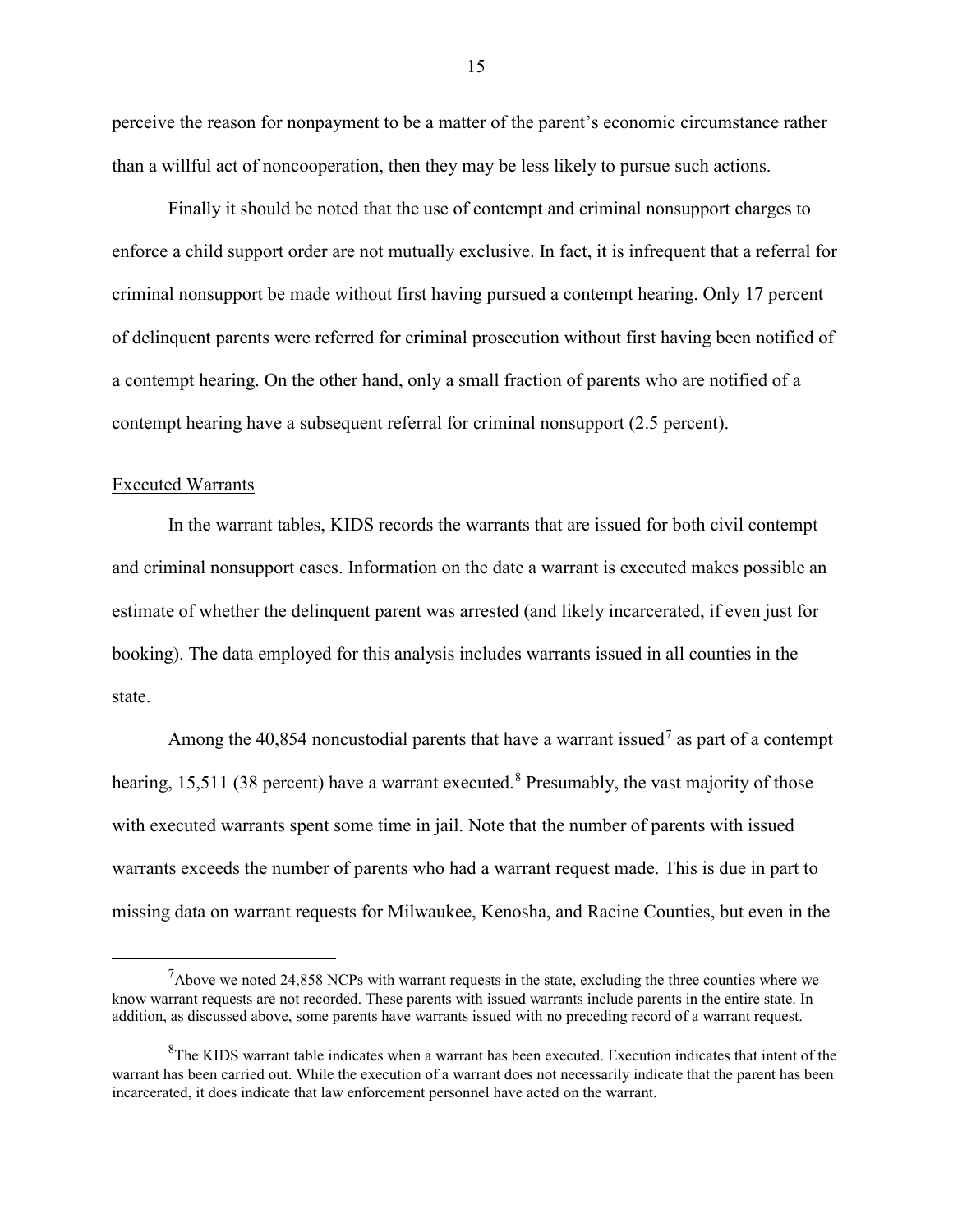perceive the reason for nonpayment to be a matter of the parent's economic circumstance rather than a willful act of noncooperation, then they may be less likely to pursue such actions.

Finally it should be noted that the use of contempt and criminal nonsupport charges to enforce a child support order are not mutually exclusive. In fact, it is infrequent that a referral for criminal nonsupport be made without first having pursued a contempt hearing. Only 17 percent of delinquent parents were referred for criminal prosecution without first having been notified of a contempt hearing. On the other hand, only a small fraction of parents who are notified of a contempt hearing have a subsequent referral for criminal nonsupport (2.5 percent).

Executed Warrants

In the warrant tables, KIDS records the warrants that are issued for both civil contempt and criminal nonsupport cases. Information on the date a warrant is executed makes possible an estimate of whether the delinquent parent was arrested (and likely incarcerated, if even just for booking). The data employed for this analysis includes warrants issued in all counties in the state.

Among the 40,854 noncustodial parents that have a warrant issued[7] as part of a contempt hearing, 15,511 (38 percent) have a warrant executed.[8] Presumably, the vast majority of those with executed warrants spent some time in jail. Note that the number of parents with issued warrants exceeds the number of parents who had a warrant request made. This is due in part to missing data on warrant requests for Milwaukee, Kenosha, and Racine Counties, but even in the

[7]Above we noted 24,858 NCPs with warrant requests in the state, excluding the three counties where we know warrant requests are not recorded. These parents with issued warrants include parents in the entire state. In addition, as discussed above, some parents have warrants issued with no preceding record of a warrant request.

[8]The KIDS warrant table indicates when a warrant has been executed. Execution indicates that intent of the warrant has been carried out. While the execution of a warrant does not necessarily indicate that the parent has been incarcerated, it does indicate that law enforcement personnel have acted on the warrant.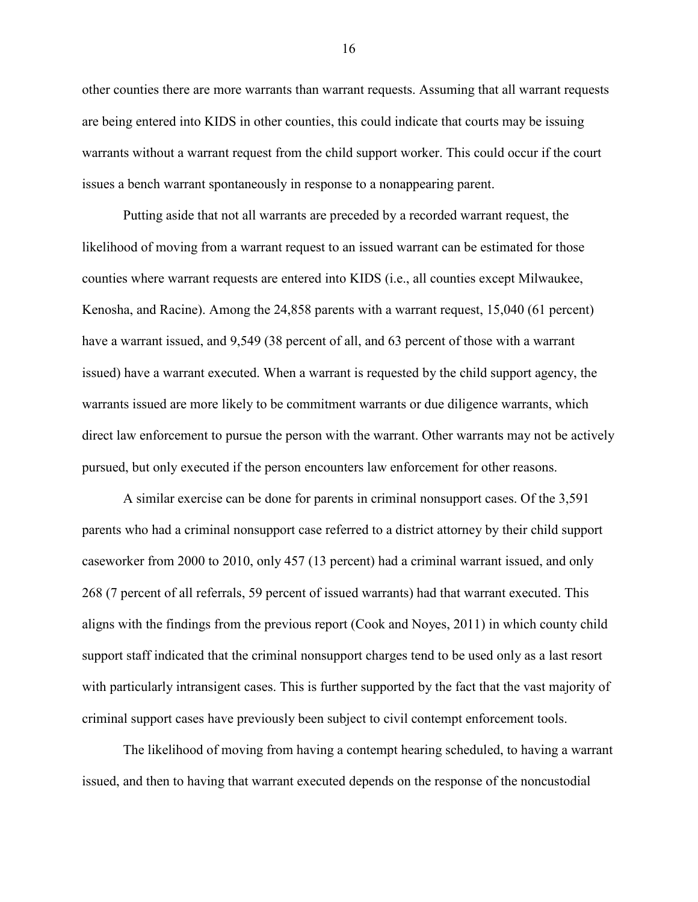other counties there are more warrants than warrant requests. Assuming that all warrant requests are being entered into KIDS in other counties, this could indicate that courts may be issuing warrants without a warrant request from the child support worker. This could occur if the court issues a bench warrant spontaneously in response to a nonappearing parent.

Putting aside that not all warrants are preceded by a recorded warrant request, the likelihood of moving from a warrant request to an issued warrant can be estimated for those counties where warrant requests are entered into KIDS (i.e., all counties except Milwaukee, Kenosha, and Racine). Among the 24,858 parents with a warrant request, 15,040 (61 percent) have a warrant issued, and 9,549 (38 percent of all, and 63 percent of those with a warrant issued) have a warrant executed. When a warrant is requested by the child support agency, the warrants issued are more likely to be commitment warrants or due diligence warrants, which direct law enforcement to pursue the person with the warrant. Other warrants may not be actively pursued, but only executed if the person encounters law enforcement for other reasons.

A similar exercise can be done for parents in criminal nonsupport cases. Of the 3,591 parents who had a criminal nonsupport case referred to a district attorney by their child support caseworker from 2000 to 2010, only 457 (13 percent) had a criminal warrant issued, and only 268 (7 percent of all referrals, 59 percent of issued warrants) had that warrant executed. This aligns with the findings from the previous report (Cook and Noyes, 2011) in which county child support staff indicated that the criminal nonsupport charges tend to be used only as a last resort with particularly intransigent cases. This is further supported by the fact that the vast majority of criminal support cases have previously been subject to civil contempt enforcement tools.

The likelihood of moving from having a contempt hearing scheduled, to having a warrant issued, and then to having that warrant executed depends on the response of the noncustodial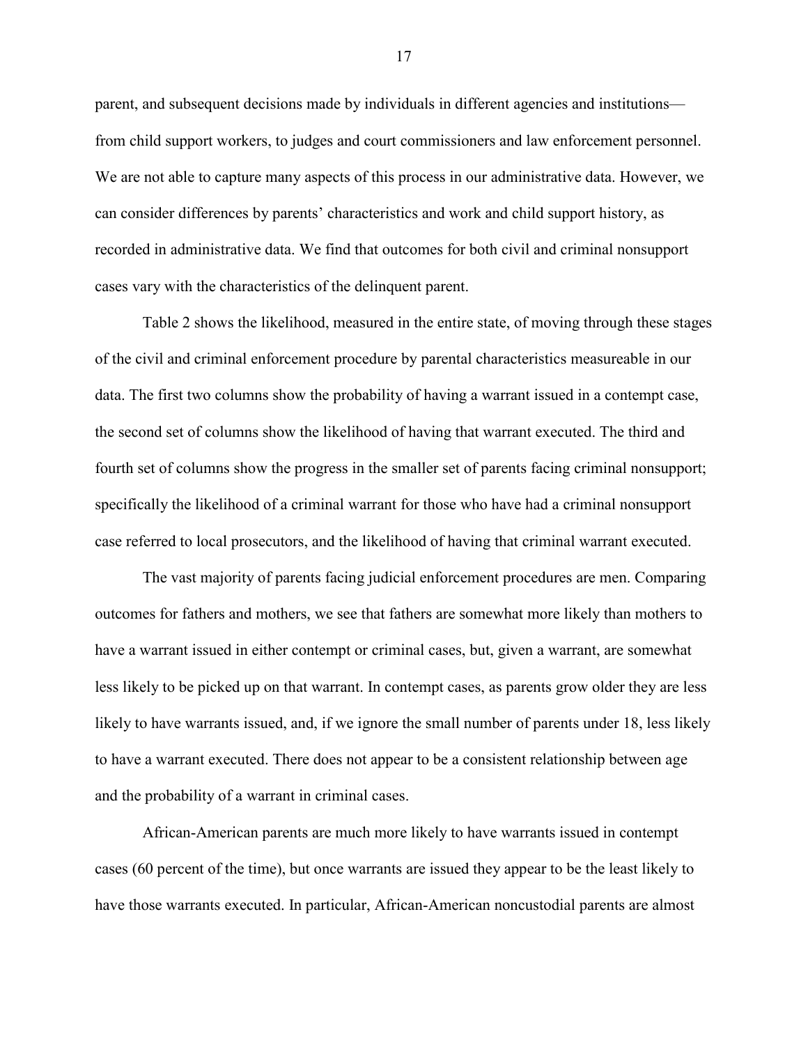parent, and subsequent decisions made by individuals in different agencies and institutions—from child support workers, to judges and court commissioners and law enforcement personnel. We are not able to capture many aspects of this process in our administrative data. However, we can consider differences by parents' characteristics and work and child support history, as recorded in administrative data. We find that outcomes for both civil and criminal nonsupport cases vary with the characteristics of the delinquent parent.

Table 2 shows the likelihood, measured in the entire state, of moving through these stages of the civil and criminal enforcement procedure by parental characteristics measureable in our data. The first two columns show the probability of having a warrant issued in a contempt case, the second set of columns show the likelihood of having that warrant executed. The third and fourth set of columns show the progress in the smaller set of parents facing criminal nonsupport; specifically the likelihood of a criminal warrant for those who have had a criminal nonsupport case referred to local prosecutors, and the likelihood of having that criminal warrant executed.

The vast majority of parents facing judicial enforcement procedures are men. Comparing outcomes for fathers and mothers, we see that fathers are somewhat more likely than mothers to have a warrant issued in either contempt or criminal cases, but, given a warrant, are somewhat less likely to be picked up on that warrant. In contempt cases, as parents grow older they are less likely to have warrants issued, and, if we ignore the small number of parents under 18, less likely to have a warrant executed. There does not appear to be a consistent relationship between age and the probability of a warrant in criminal cases.

African-American parents are much more likely to have warrants issued in contempt cases (60 percent of the time), but once warrants are issued they appear to be the least likely to have those warrants executed. In particular, African-American noncustodial parents are almost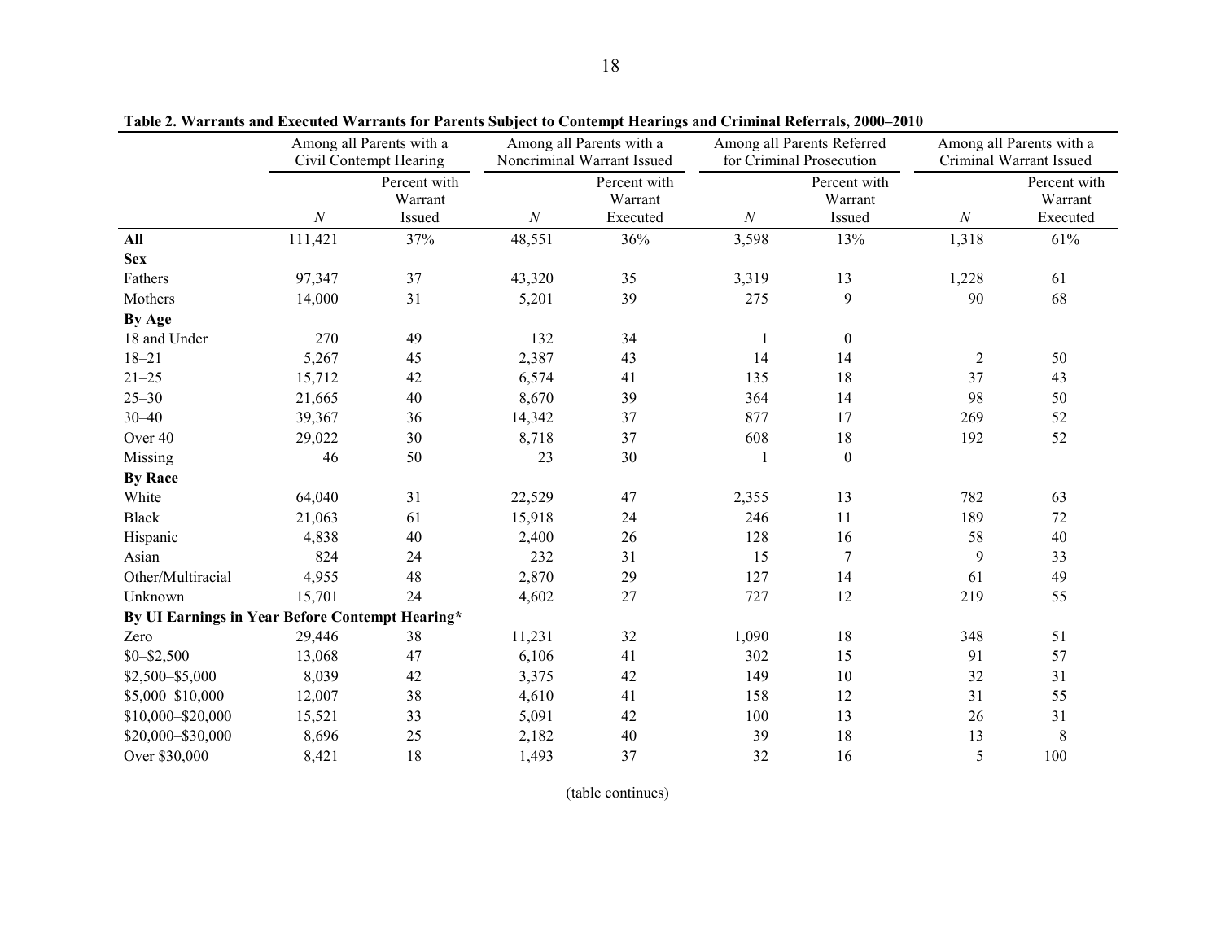**Table 2. Warrants and Executed Warrants for Parents Subject to Contempt Hearings and Criminal Referrals, 2000–2010**

| | Among all Parents with a Civil Contempt Hearing | | Among all Parents with a Noncriminal Warrant Issued | | Among all Parents Referred for Criminal Prosecution | | Among all Parents with a Criminal Warrant Issued | |
|---|---|---|---|---|---|---|---|---|
| | *N* | Percent with Warrant Issued | *N* | Percent with Warrant Executed | *N* | Percent with Warrant Issued | *N* | Percent with Warrant Executed |
| **All** | 111,421 | 37% | 48,551 | 36% | 3,598 | 13% | 1,318 | 61% |
| **Sex** | | | | | | | | |
| Fathers | 97,347 | 37 | 43,320 | 35 | 3,319 | 13 | 1,228 | 61 |
| Mothers | 14,000 | 31 | 5,201 | 39 | 275 | 9 | 90 | 68 |
| **By Age** | | | | | | | | |
| 18 and Under | 270 | 49 | 132 | 34 | 1 | 0 | | |
| 18–21 | 5,267 | 45 | 2,387 | 43 | 14 | 14 | 2 | 50 |
| 21–25 | 15,712 | 42 | 6,574 | 41 | 135 | 18 | 37 | 43 |
| 25–30 | 21,665 | 40 | 8,670 | 39 | 364 | 14 | 98 | 50 |
| 30–40 | 39,367 | 36 | 14,342 | 37 | 877 | 17 | 269 | 52 |
| Over 40 | 29,022 | 30 | 8,718 | 37 | 608 | 18 | 192 | 52 |
| Missing | 46 | 50 | 23 | 30 | 1 | 0 | | |
| **By Race** | | | | | | | | |
| White | 64,040 | 31 | 22,529 | 47 | 2,355 | 13 | 782 | 63 |
| Black | 21,063 | 61 | 15,918 | 24 | 246 | 11 | 189 | 72 |
| Hispanic | 4,838 | 40 | 2,400 | 26 | 128 | 16 | 58 | 40 |
| Asian | 824 | 24 | 232 | 31 | 15 | 7 | 9 | 33 |
| Other/Multiracial | 4,955 | 48 | 2,870 | 29 | 127 | 14 | 61 | 49 |
| Unknown | 15,701 | 24 | 4,602 | 27 | 727 | 12 | 219 | 55 |
| **By UI Earnings in Year Before Contempt Hearing*** | | | | | | | | |
| Zero | 29,446 | 38 | 11,231 | 32 | 1,090 | 18 | 348 | 51 |
| $0–$2,500 | 13,068 | 47 | 6,106 | 41 | 302 | 15 | 91 | 57 |
| $2,500–$5,000 | 8,039 | 42 | 3,375 | 42 | 149 | 10 | 32 | 31 |
| $5,000–$10,000 | 12,007 | 38 | 4,610 | 41 | 158 | 12 | 31 | 55 |
| $10,000–$20,000 | 15,521 | 33 | 5,091 | 42 | 100 | 13 | 26 | 31 |
| $20,000–$30,000 | 8,696 | 25 | 2,182 | 40 | 39 | 18 | 13 | 8 |
| Over $30,000 | 8,421 | 18 | 1,493 | 37 | 32 | 16 | 5 | 100 |

(table continues)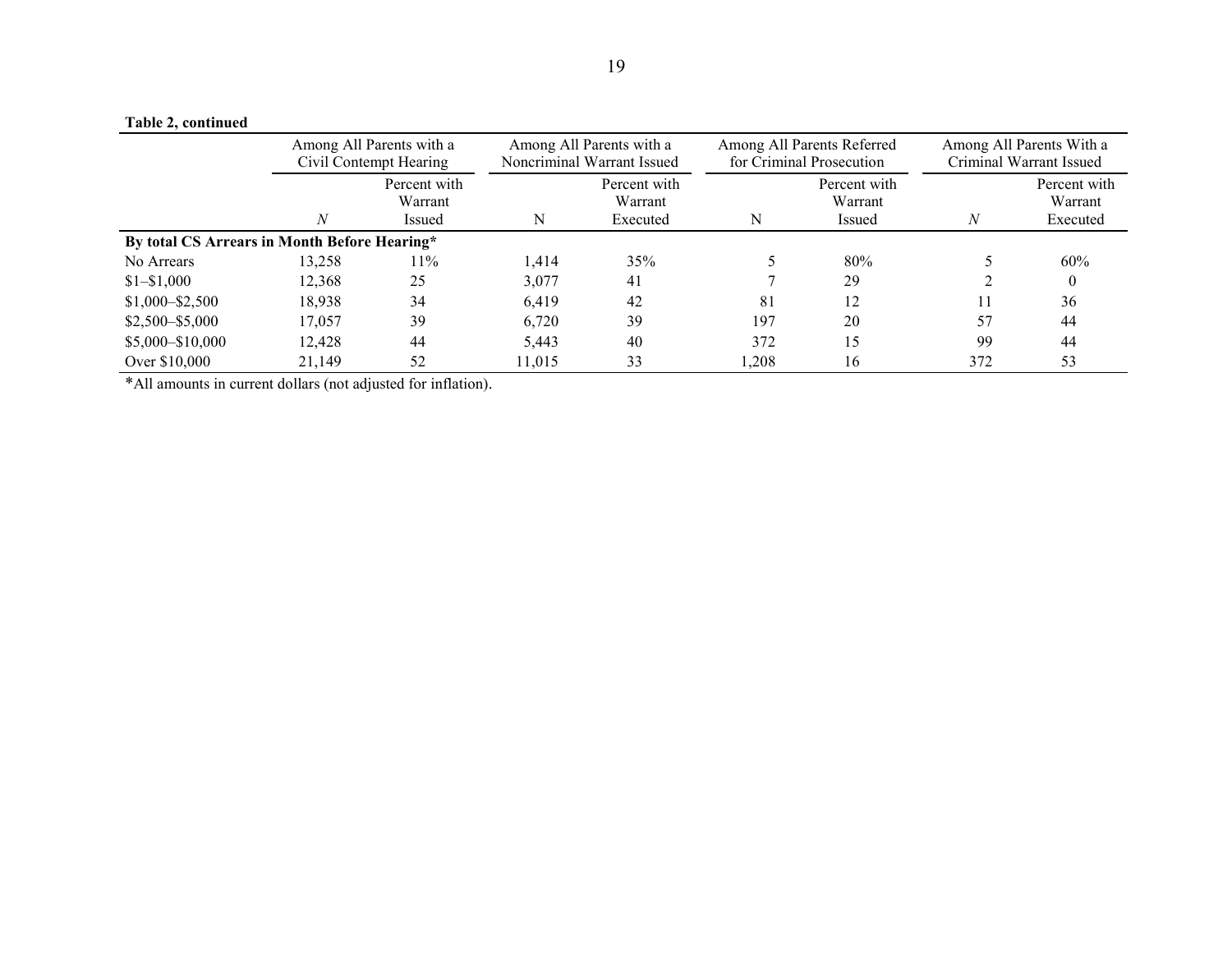**Table 2, continued**

| | Among All Parents with a Civil Contempt Hearing | | Among All Parents with a Noncriminal Warrant Issued | | Among All Parents Referred for Criminal Prosecution | | Among All Parents With a Criminal Warrant Issued | |
|---|---|---|---|---|---|---|---|---|
| | *N* | Percent with Warrant Issued | N | Percent with Warrant Executed | N | Percent with Warrant Issued | *N* | Percent with Warrant Executed |
| **By total CS Arrears in Month Before Hearing*** | | | | | | | | |
| No Arrears | 13,258 | 11% | 1,414 | 35% | 5 | 80% | 5 | 60% |
| $1–$1,000 | 12,368 | 25 | 3,077 | 41 | 7 | 29 | 2 | 0 |
| $1,000–$2,500 | 18,938 | 34 | 6,419 | 42 | 81 | 12 | 11 | 36 |
| $2,500–$5,000 | 17,057 | 39 | 6,720 | 39 | 197 | 20 | 57 | 44 |
| $5,000–$10,000 | 12,428 | 44 | 5,443 | 40 | 372 | 15 | 99 | 44 |
| Over $10,000 | 21,149 | 52 | 11,015 | 33 | 1,208 | 16 | 372 | 53 |

*All amounts in current dollars (not adjusted for inflation).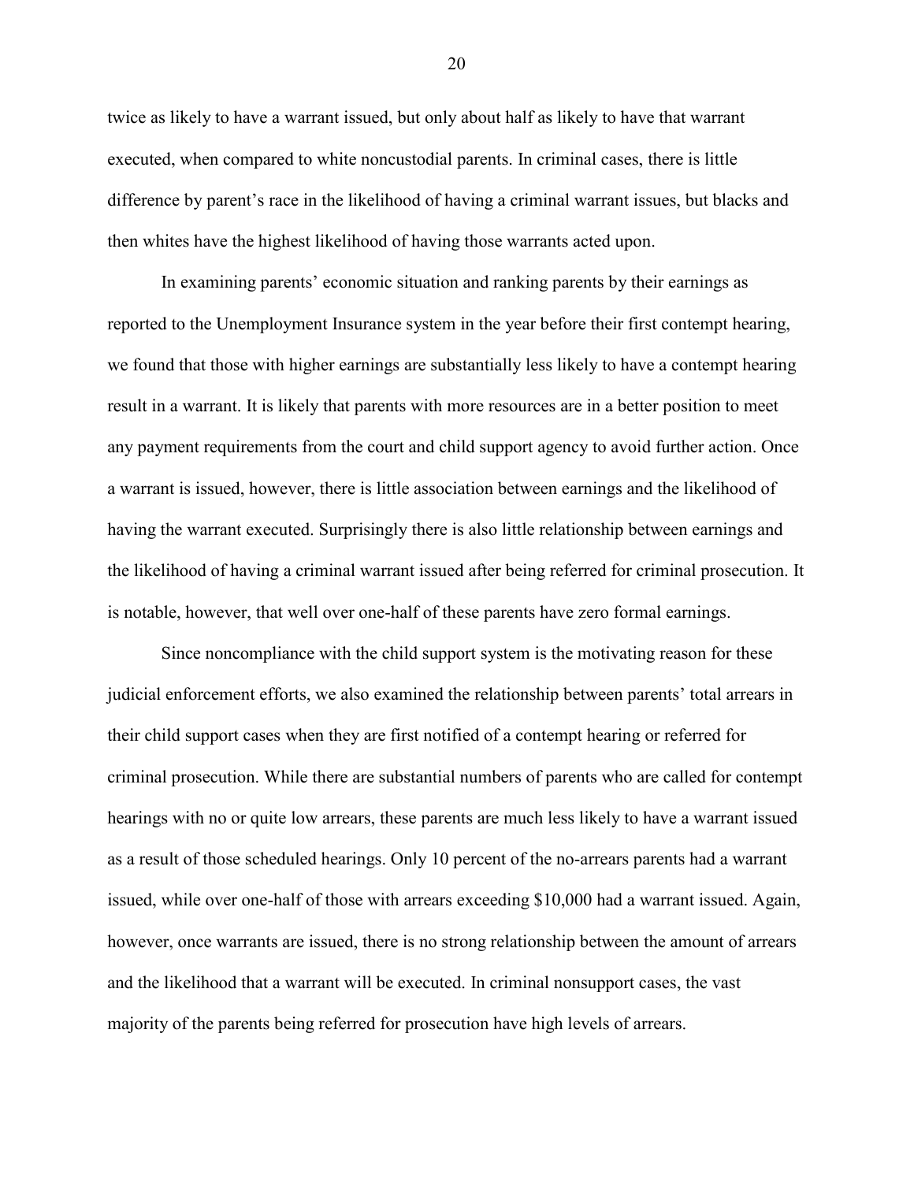twice as likely to have a warrant issued, but only about half as likely to have that warrant executed, when compared to white noncustodial parents. In criminal cases, there is little difference by parent's race in the likelihood of having a criminal warrant issues, but blacks and then whites have the highest likelihood of having those warrants acted upon.

In examining parents' economic situation and ranking parents by their earnings as reported to the Unemployment Insurance system in the year before their first contempt hearing, we found that those with higher earnings are substantially less likely to have a contempt hearing result in a warrant. It is likely that parents with more resources are in a better position to meet any payment requirements from the court and child support agency to avoid further action. Once a warrant is issued, however, there is little association between earnings and the likelihood of having the warrant executed. Surprisingly there is also little relationship between earnings and the likelihood of having a criminal warrant issued after being referred for criminal prosecution. It is notable, however, that well over one-half of these parents have zero formal earnings.

Since noncompliance with the child support system is the motivating reason for these judicial enforcement efforts, we also examined the relationship between parents' total arrears in their child support cases when they are first notified of a contempt hearing or referred for criminal prosecution. While there are substantial numbers of parents who are called for contempt hearings with no or quite low arrears, these parents are much less likely to have a warrant issued as a result of those scheduled hearings. Only 10 percent of the no-arrears parents had a warrant issued, while over one-half of those with arrears exceeding $10,000 had a warrant issued. Again, however, once warrants are issued, there is no strong relationship between the amount of arrears and the likelihood that a warrant will be executed. In criminal nonsupport cases, the vast majority of the parents being referred for prosecution have high levels of arrears.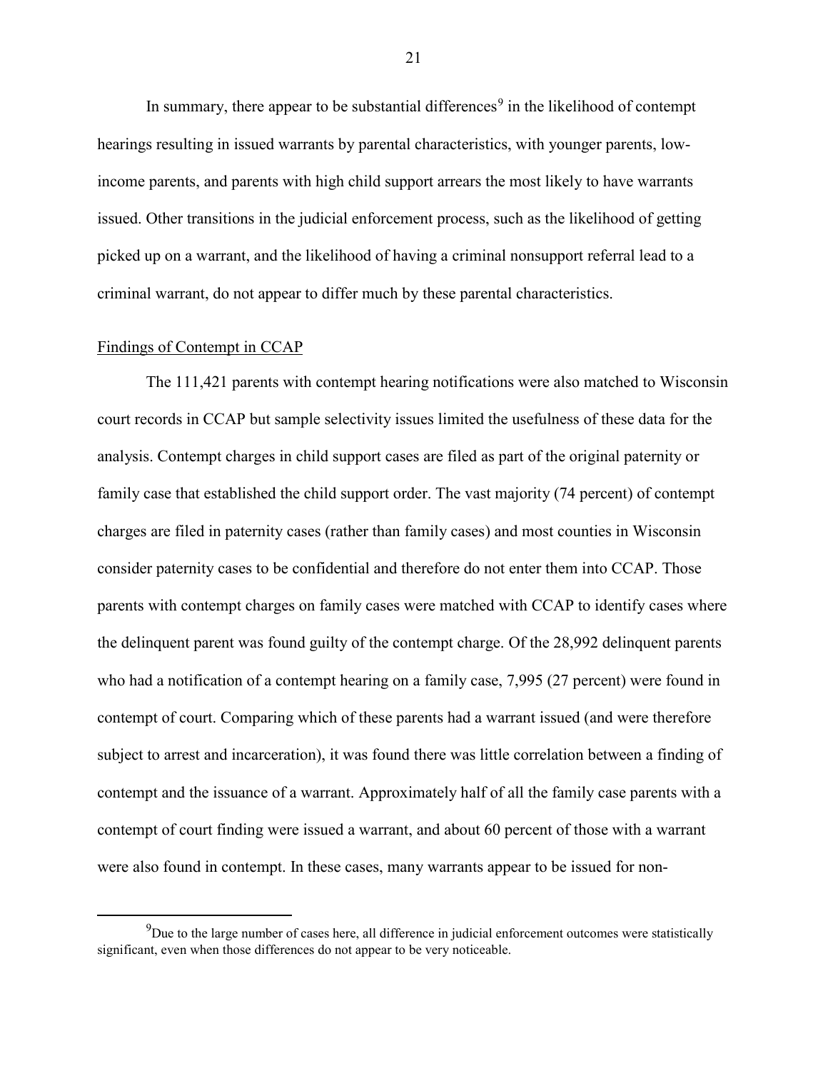In summary, there appear to be substantial differences[9] in the likelihood of contempt hearings resulting in issued warrants by parental characteristics, with younger parents, low-income parents, and parents with high child support arrears the most likely to have warrants issued. Other transitions in the judicial enforcement process, such as the likelihood of getting picked up on a warrant, and the likelihood of having a criminal nonsupport referral lead to a criminal warrant, do not appear to differ much by these parental characteristics.

Findings of Contempt in CCAP

The 111,421 parents with contempt hearing notifications were also matched to Wisconsin court records in CCAP but sample selectivity issues limited the usefulness of these data for the analysis. Contempt charges in child support cases are filed as part of the original paternity or family case that established the child support order. The vast majority (74 percent) of contempt charges are filed in paternity cases (rather than family cases) and most counties in Wisconsin consider paternity cases to be confidential and therefore do not enter them into CCAP. Those parents with contempt charges on family cases were matched with CCAP to identify cases where the delinquent parent was found guilty of the contempt charge. Of the 28,992 delinquent parents who had a notification of a contempt hearing on a family case, 7,995 (27 percent) were found in contempt of court. Comparing which of these parents had a warrant issued (and were therefore subject to arrest and incarceration), it was found there was little correlation between a finding of contempt and the issuance of a warrant. Approximately half of all the family case parents with a contempt of court finding were issued a warrant, and about 60 percent of those with a warrant were also found in contempt. In these cases, many warrants appear to be issued for non-

[9] Due to the large number of cases here, all difference in judicial enforcement outcomes were statistically significant, even when those differences do not appear to be very noticeable.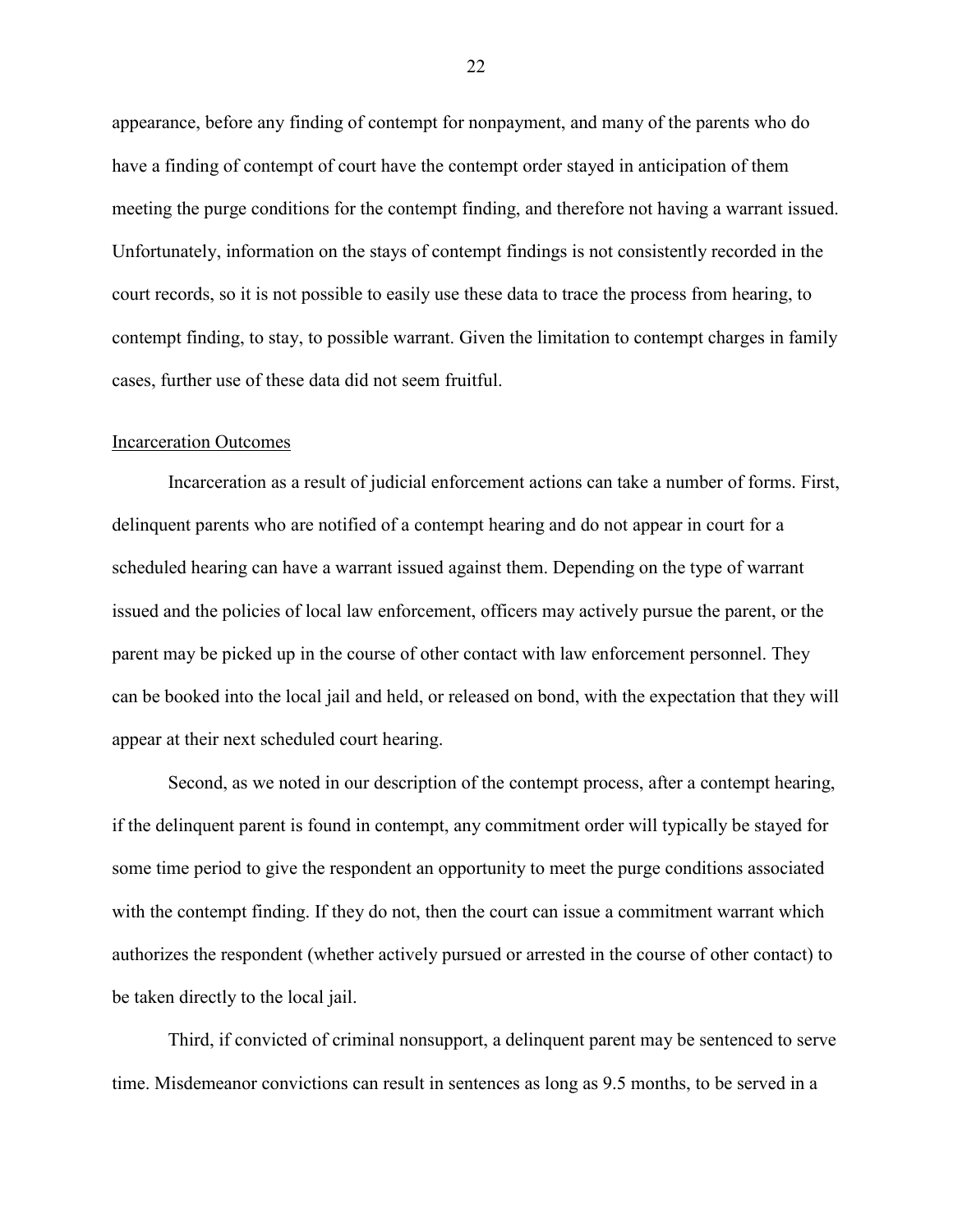appearance, before any finding of contempt for nonpayment, and many of the parents who do have a finding of contempt of court have the contempt order stayed in anticipation of them meeting the purge conditions for the contempt finding, and therefore not having a warrant issued. Unfortunately, information on the stays of contempt findings is not consistently recorded in the court records, so it is not possible to easily use these data to trace the process from hearing, to contempt finding, to stay, to possible warrant. Given the limitation to contempt charges in family cases, further use of these data did not seem fruitful.

<u>Incarceration Outcomes</u>

Incarceration as a result of judicial enforcement actions can take a number of forms. First, delinquent parents who are notified of a contempt hearing and do not appear in court for a scheduled hearing can have a warrant issued against them. Depending on the type of warrant issued and the policies of local law enforcement, officers may actively pursue the parent, or the parent may be picked up in the course of other contact with law enforcement personnel. They can be booked into the local jail and held, or released on bond, with the expectation that they will appear at their next scheduled court hearing.

Second, as we noted in our description of the contempt process, after a contempt hearing, if the delinquent parent is found in contempt, any commitment order will typically be stayed for some time period to give the respondent an opportunity to meet the purge conditions associated with the contempt finding. If they do not, then the court can issue a commitment warrant which authorizes the respondent (whether actively pursued or arrested in the course of other contact) to be taken directly to the local jail.

Third, if convicted of criminal nonsupport, a delinquent parent may be sentenced to serve time. Misdemeanor convictions can result in sentences as long as 9.5 months, to be served in a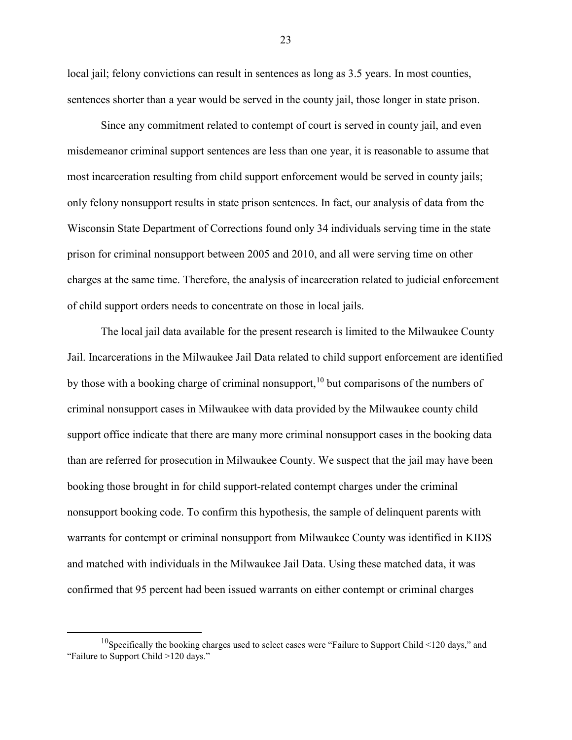local jail; felony convictions can result in sentences as long as 3.5 years. In most counties, sentences shorter than a year would be served in the county jail, those longer in state prison.

Since any commitment related to contempt of court is served in county jail, and even misdemeanor criminal support sentences are less than one year, it is reasonable to assume that most incarceration resulting from child support enforcement would be served in county jails; only felony nonsupport results in state prison sentences. In fact, our analysis of data from the Wisconsin State Department of Corrections found only 34 individuals serving time in the state prison for criminal nonsupport between 2005 and 2010, and all were serving time on other charges at the same time. Therefore, the analysis of incarceration related to judicial enforcement of child support orders needs to concentrate on those in local jails.

The local jail data available for the present research is limited to the Milwaukee County Jail. Incarcerations in the Milwaukee Jail Data related to child support enforcement are identified by those with a booking charge of criminal nonsupport,[10] but comparisons of the numbers of criminal nonsupport cases in Milwaukee with data provided by the Milwaukee county child support office indicate that there are many more criminal nonsupport cases in the booking data than are referred for prosecution in Milwaukee County. We suspect that the jail may have been booking those brought in for child support-related contempt charges under the criminal nonsupport booking code. To confirm this hypothesis, the sample of delinquent parents with warrants for contempt or criminal nonsupport from Milwaukee County was identified in KIDS and matched with individuals in the Milwaukee Jail Data. Using these matched data, it was confirmed that 95 percent had been issued warrants on either contempt or criminal charges

[10]Specifically the booking charges used to select cases were "Failure to Support Child <120 days," and "Failure to Support Child >120 days."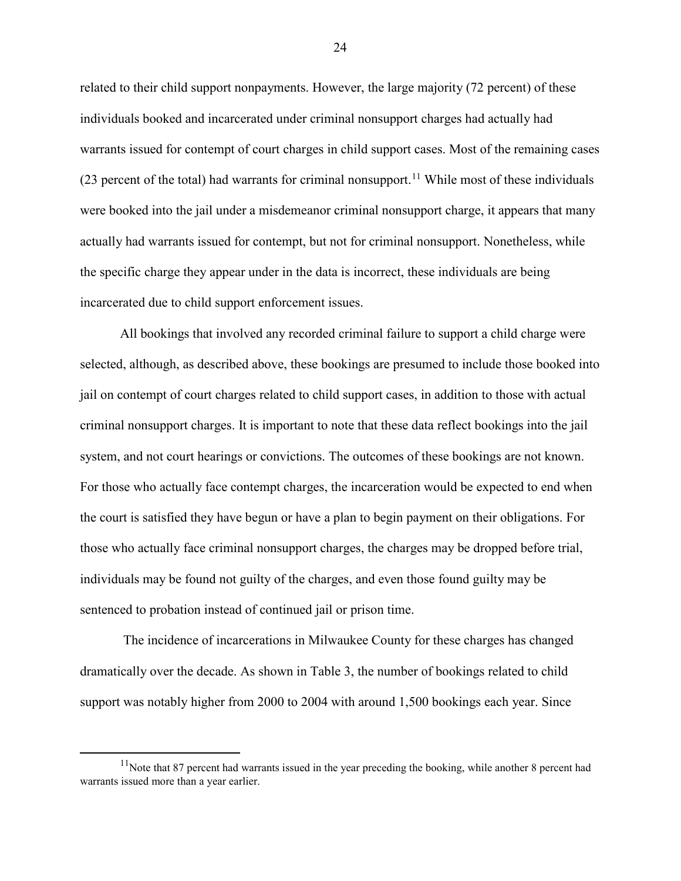related to their child support nonpayments. However, the large majority (72 percent) of these individuals booked and incarcerated under criminal nonsupport charges had actually had warrants issued for contempt of court charges in child support cases. Most of the remaining cases (23 percent of the total) had warrants for criminal nonsupport.[11] While most of these individuals were booked into the jail under a misdemeanor criminal nonsupport charge, it appears that many actually had warrants issued for contempt, but not for criminal nonsupport. Nonetheless, while the specific charge they appear under in the data is incorrect, these individuals are being incarcerated due to child support enforcement issues.

All bookings that involved any recorded criminal failure to support a child charge were selected, although, as described above, these bookings are presumed to include those booked into jail on contempt of court charges related to child support cases, in addition to those with actual criminal nonsupport charges. It is important to note that these data reflect bookings into the jail system, and not court hearings or convictions. The outcomes of these bookings are not known. For those who actually face contempt charges, the incarceration would be expected to end when the court is satisfied they have begun or have a plan to begin payment on their obligations. For those who actually face criminal nonsupport charges, the charges may be dropped before trial, individuals may be found not guilty of the charges, and even those found guilty may be sentenced to probation instead of continued jail or prison time.

The incidence of incarcerations in Milwaukee County for these charges has changed dramatically over the decade. As shown in Table 3, the number of bookings related to child support was notably higher from 2000 to 2004 with around 1,500 bookings each year. Since

[11] Note that 87 percent had warrants issued in the year preceding the booking, while another 8 percent had warrants issued more than a year earlier.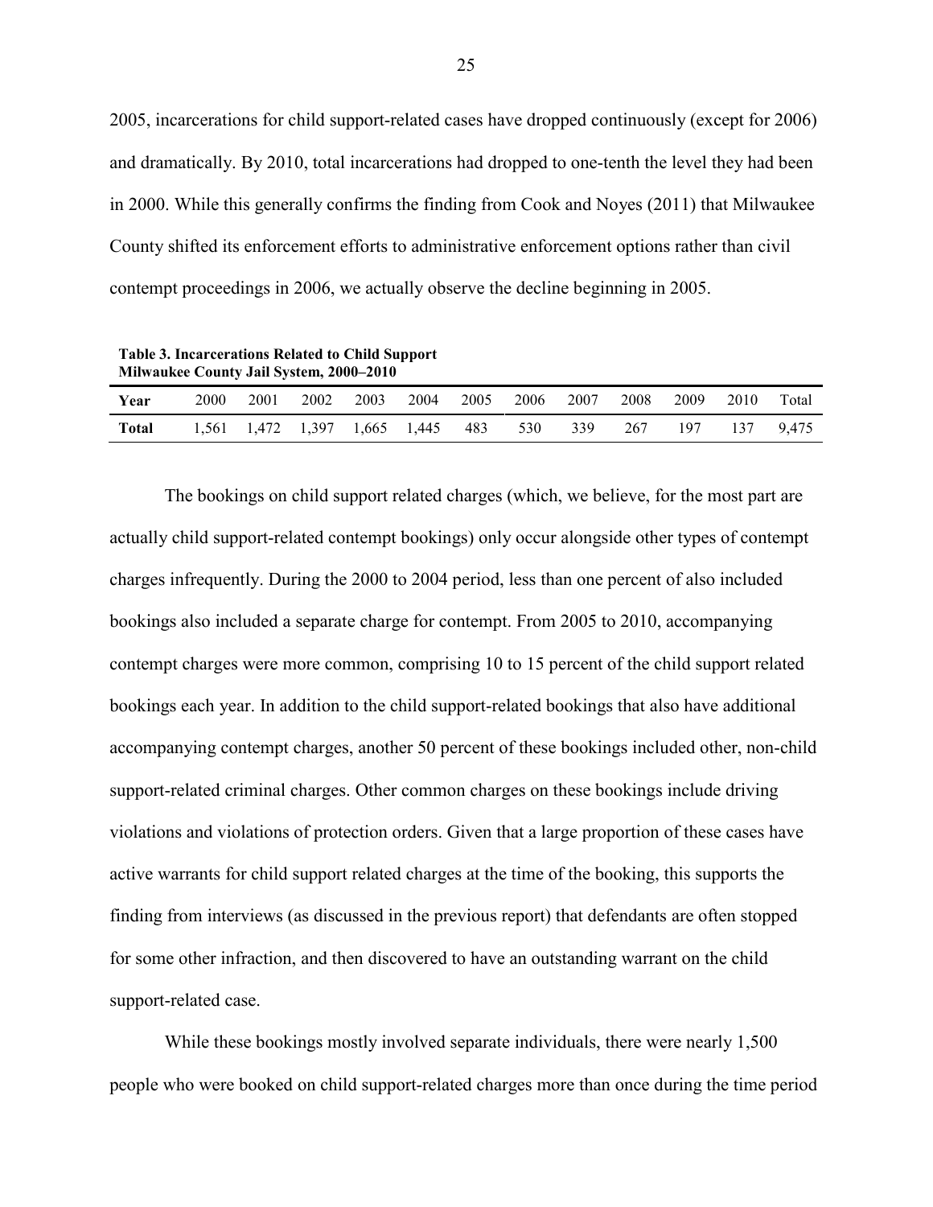2005, incarcerations for child support-related cases have dropped continuously (except for 2006) and dramatically. By 2010, total incarcerations had dropped to one-tenth the level they had been in 2000. While this generally confirms the finding from Cook and Noyes (2011) that Milwaukee County shifted its enforcement efforts to administrative enforcement options rather than civil contempt proceedings in 2006, we actually observe the decline beginning in 2005.

**Table 3. Incarcerations Related to Child Support Milwaukee County Jail System, 2000–2010**

| Year | 2000 | 2001 | 2002 | 2003 | 2004 | 2005 | 2006 | 2007 | 2008 | 2009 | 2010 | Total |
|---|---|---|---|---|---|---|---|---|---|---|---|---|
| **Total** | 1,561 | 1,472 | 1,397 | 1,665 | 1,445 | 483 | 530 | 339 | 267 | 197 | 137 | 9,475 |

The bookings on child support related charges (which, we believe, for the most part are actually child support-related contempt bookings) only occur alongside other types of contempt charges infrequently. During the 2000 to 2004 period, less than one percent of also included bookings also included a separate charge for contempt. From 2005 to 2010, accompanying contempt charges were more common, comprising 10 to 15 percent of the child support related bookings each year. In addition to the child support-related bookings that also have additional accompanying contempt charges, another 50 percent of these bookings included other, non-child support-related criminal charges. Other common charges on these bookings include driving violations and violations of protection orders. Given that a large proportion of these cases have active warrants for child support related charges at the time of the booking, this supports the finding from interviews (as discussed in the previous report) that defendants are often stopped for some other infraction, and then discovered to have an outstanding warrant on the child support-related case.

While these bookings mostly involved separate individuals, there were nearly 1,500 people who were booked on child support-related charges more than once during the time period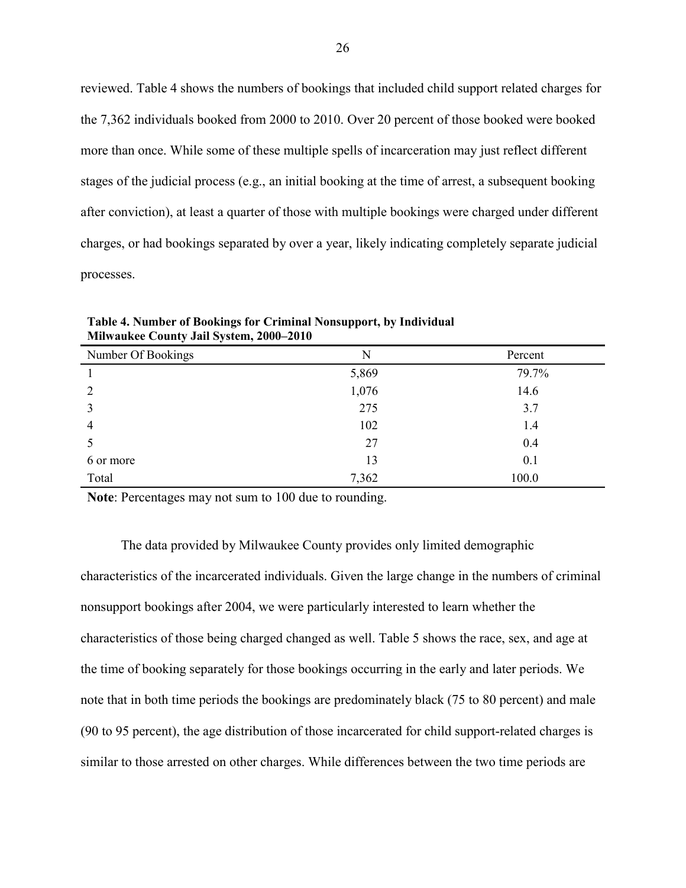reviewed. Table 4 shows the numbers of bookings that included child support related charges for the 7,362 individuals booked from 2000 to 2010. Over 20 percent of those booked were booked more than once. While some of these multiple spells of incarceration may just reflect different stages of the judicial process (e.g., an initial booking at the time of arrest, a subsequent booking after conviction), at least a quarter of those with multiple bookings were charged under different charges, or had bookings separated by over a year, likely indicating completely separate judicial processes.

**Table 4. Number of Bookings for Criminal Nonsupport, by Individual Milwaukee County Jail System, 2000–2010**

| Number Of Bookings | N | Percent |
|---|---|---|
| 1 | 5,869 | 79.7% |
| 2 | 1,076 | 14.6 |
| 3 | 275 | 3.7 |
| 4 | 102 | 1.4 |
| 5 | 27 | 0.4 |
| 6 or more | 13 | 0.1 |
| Total | 7,362 | 100.0 |

**Note**: Percentages may not sum to 100 due to rounding.

The data provided by Milwaukee County provides only limited demographic characteristics of the incarcerated individuals. Given the large change in the numbers of criminal nonsupport bookings after 2004, we were particularly interested to learn whether the characteristics of those being charged changed as well. Table 5 shows the race, sex, and age at the time of booking separately for those bookings occurring in the early and later periods. We note that in both time periods the bookings are predominately black (75 to 80 percent) and male (90 to 95 percent), the age distribution of those incarcerated for child support-related charges is similar to those arrested on other charges. While differences between the two time periods are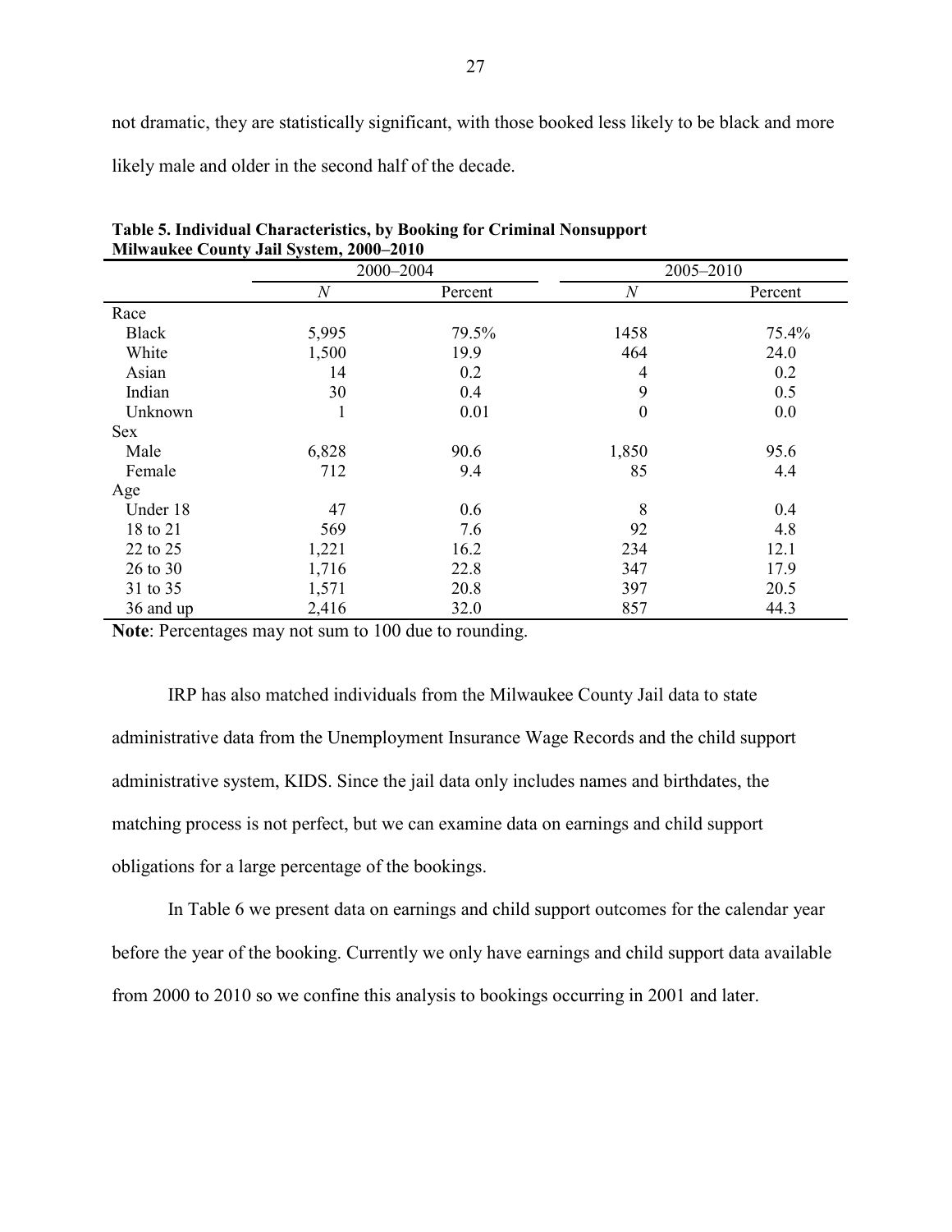not dramatic, they are statistically significant, with those booked less likely to be black and more likely male and older in the second half of the decade.

**Table 5. Individual Characteristics, by Booking for Criminal Nonsupport Milwaukee County Jail System, 2000–2010**

| | 2000–2004 | | 2005–2010 | |
|---|---|---|---|---|
| | *N* | Percent | *N* | Percent |
| Race | | | | |
| Black | 5,995 | 79.5% | 1458 | 75.4% |
| White | 1,500 | 19.9 | 464 | 24.0 |
| Asian | 14 | 0.2 | 4 | 0.2 |
| Indian | 30 | 0.4 | 9 | 0.5 |
| Unknown | 1 | 0.01 | 0 | 0.0 |
| Sex | | | | |
| Male | 6,828 | 90.6 | 1,850 | 95.6 |
| Female | 712 | 9.4 | 85 | 4.4 |
| Age | | | | |
| Under 18 | 47 | 0.6 | 8 | 0.4 |
| 18 to 21 | 569 | 7.6 | 92 | 4.8 |
| 22 to 25 | 1,221 | 16.2 | 234 | 12.1 |
| 26 to 30 | 1,716 | 22.8 | 347 | 17.9 |
| 31 to 35 | 1,571 | 20.8 | 397 | 20.5 |
| 36 and up | 2,416 | 32.0 | 857 | 44.3 |

**Note**: Percentages may not sum to 100 due to rounding.

IRP has also matched individuals from the Milwaukee County Jail data to state administrative data from the Unemployment Insurance Wage Records and the child support administrative system, KIDS. Since the jail data only includes names and birthdates, the matching process is not perfect, but we can examine data on earnings and child support obligations for a large percentage of the bookings.

In Table 6 we present data on earnings and child support outcomes for the calendar year before the year of the booking. Currently we only have earnings and child support data available from 2000 to 2010 so we confine this analysis to bookings occurring in 2001 and later.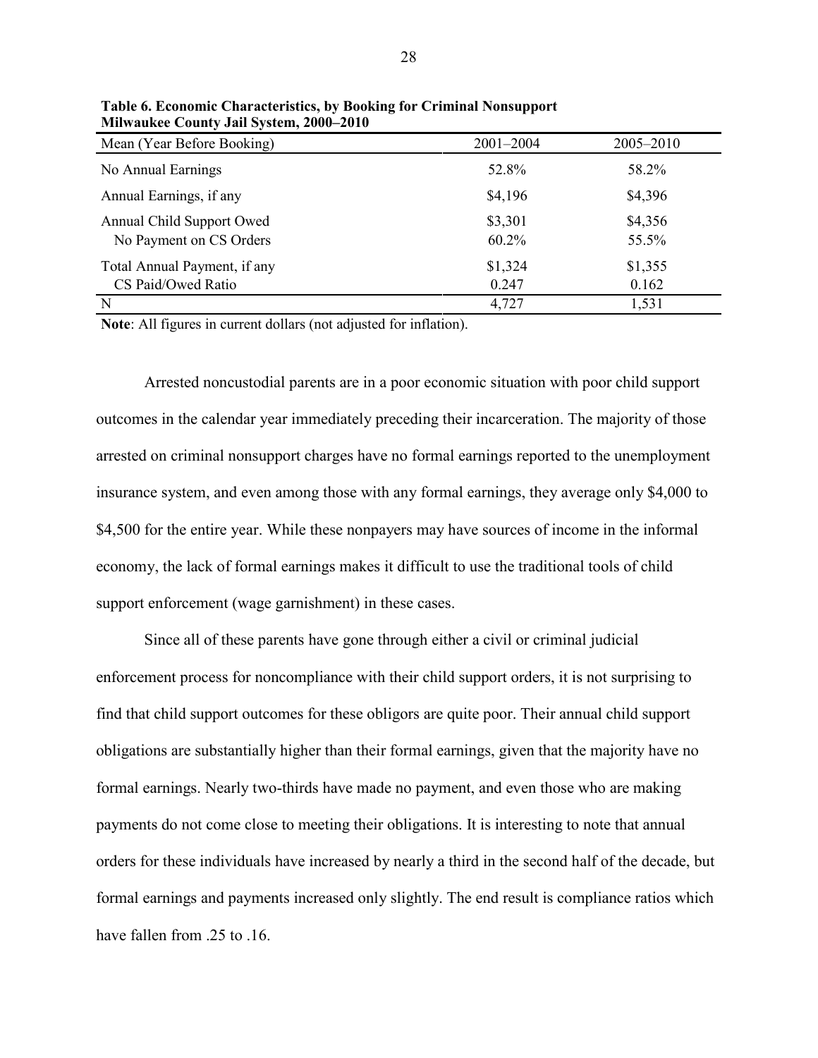**Table 6. Economic Characteristics, by Booking for Criminal Nonsupport Milwaukee County Jail System, 2000–2010**

| Mean (Year Before Booking) | 2001–2004 | 2005–2010 |
|---|---|---|
| No Annual Earnings | 52.8% | 58.2% |
| Annual Earnings, if any | \$4,196 | \$4,396 |
| Annual Child Support Owed | \$3,301 | \$4,356 |
| No Payment on CS Orders | 60.2% | 55.5% |
| Total Annual Payment, if any | \$1,324 | \$1,355 |
| CS Paid/Owed Ratio | 0.247 | 0.162 |
| N | 4,727 | 1,531 |

**Note**: All figures in current dollars (not adjusted for inflation).

Arrested noncustodial parents are in a poor economic situation with poor child support outcomes in the calendar year immediately preceding their incarceration. The majority of those arrested on criminal nonsupport charges have no formal earnings reported to the unemployment insurance system, and even among those with any formal earnings, they average only \$4,000 to \$4,500 for the entire year. While these nonpayers may have sources of income in the informal economy, the lack of formal earnings makes it difficult to use the traditional tools of child support enforcement (wage garnishment) in these cases.

Since all of these parents have gone through either a civil or criminal judicial enforcement process for noncompliance with their child support orders, it is not surprising to find that child support outcomes for these obligors are quite poor. Their annual child support obligations are substantially higher than their formal earnings, given that the majority have no formal earnings. Nearly two-thirds have made no payment, and even those who are making payments do not come close to meeting their obligations. It is interesting to note that annual orders for these individuals have increased by nearly a third in the second half of the decade, but formal earnings and payments increased only slightly. The end result is compliance ratios which have fallen from .25 to .16.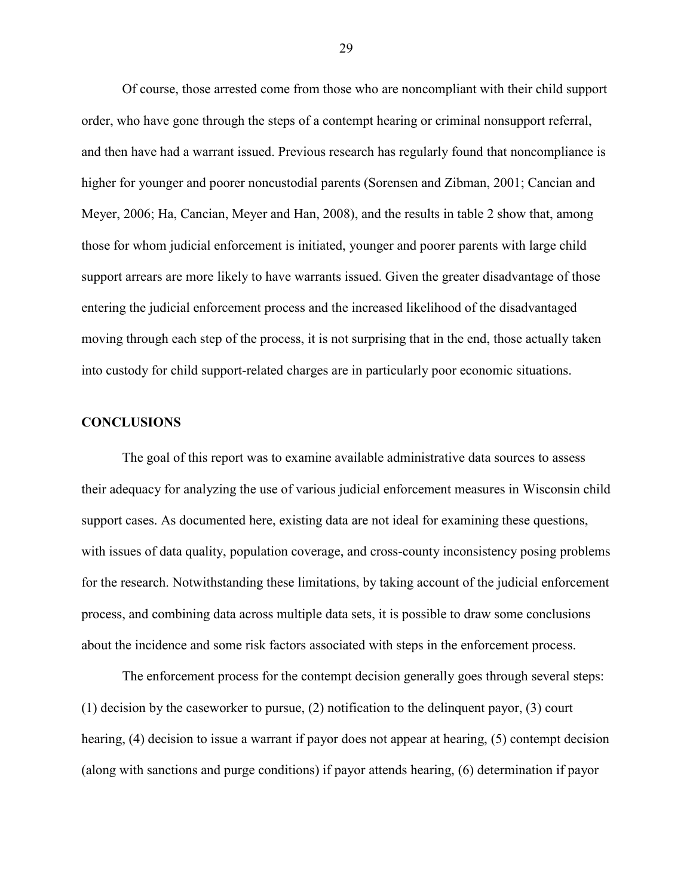Of course, those arrested come from those who are noncompliant with their child support order, who have gone through the steps of a contempt hearing or criminal nonsupport referral, and then have had a warrant issued. Previous research has regularly found that noncompliance is higher for younger and poorer noncustodial parents (Sorensen and Zibman, 2001; Cancian and Meyer, 2006; Ha, Cancian, Meyer and Han, 2008), and the results in table 2 show that, among those for whom judicial enforcement is initiated, younger and poorer parents with large child support arrears are more likely to have warrants issued. Given the greater disadvantage of those entering the judicial enforcement process and the increased likelihood of the disadvantaged moving through each step of the process, it is not surprising that in the end, those actually taken into custody for child support-related charges are in particularly poor economic situations.

## CONCLUSIONS

The goal of this report was to examine available administrative data sources to assess their adequacy for analyzing the use of various judicial enforcement measures in Wisconsin child support cases. As documented here, existing data are not ideal for examining these questions, with issues of data quality, population coverage, and cross-county inconsistency posing problems for the research. Notwithstanding these limitations, by taking account of the judicial enforcement process, and combining data across multiple data sets, it is possible to draw some conclusions about the incidence and some risk factors associated with steps in the enforcement process.

The enforcement process for the contempt decision generally goes through several steps: (1) decision by the caseworker to pursue, (2) notification to the delinquent payor, (3) court hearing, (4) decision to issue a warrant if payor does not appear at hearing, (5) contempt decision (along with sanctions and purge conditions) if payor attends hearing, (6) determination if payor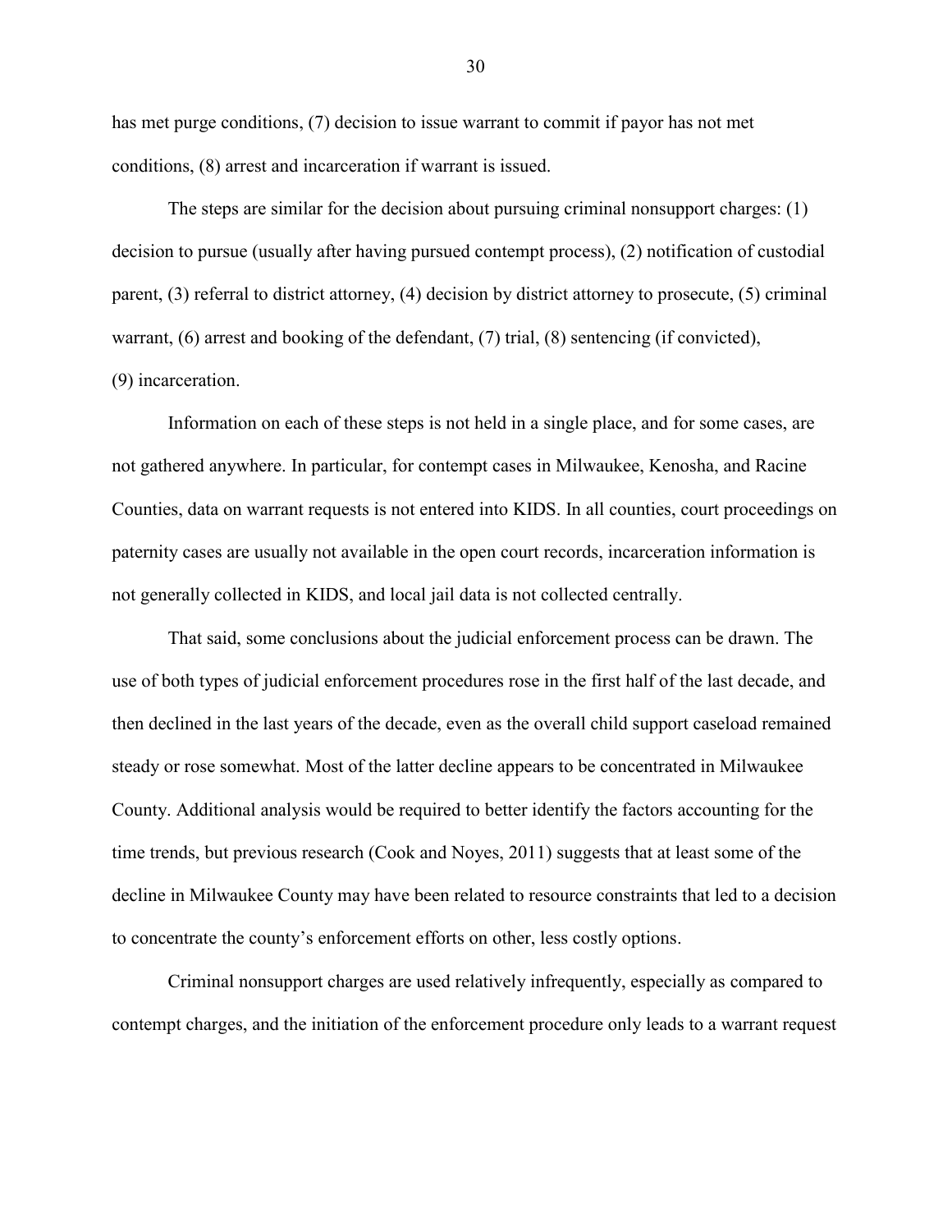has met purge conditions, (7) decision to issue warrant to commit if payor has not met conditions, (8) arrest and incarceration if warrant is issued.

The steps are similar for the decision about pursuing criminal nonsupport charges: (1) decision to pursue (usually after having pursued contempt process), (2) notification of custodial parent, (3) referral to district attorney, (4) decision by district attorney to prosecute, (5) criminal warrant, (6) arrest and booking of the defendant, (7) trial, (8) sentencing (if convicted), (9) incarceration.

Information on each of these steps is not held in a single place, and for some cases, are not gathered anywhere. In particular, for contempt cases in Milwaukee, Kenosha, and Racine Counties, data on warrant requests is not entered into KIDS. In all counties, court proceedings on paternity cases are usually not available in the open court records, incarceration information is not generally collected in KIDS, and local jail data is not collected centrally.

That said, some conclusions about the judicial enforcement process can be drawn. The use of both types of judicial enforcement procedures rose in the first half of the last decade, and then declined in the last years of the decade, even as the overall child support caseload remained steady or rose somewhat. Most of the latter decline appears to be concentrated in Milwaukee County. Additional analysis would be required to better identify the factors accounting for the time trends, but previous research (Cook and Noyes, 2011) suggests that at least some of the decline in Milwaukee County may have been related to resource constraints that led to a decision to concentrate the county's enforcement efforts on other, less costly options.

Criminal nonsupport charges are used relatively infrequently, especially as compared to contempt charges, and the initiation of the enforcement procedure only leads to a warrant request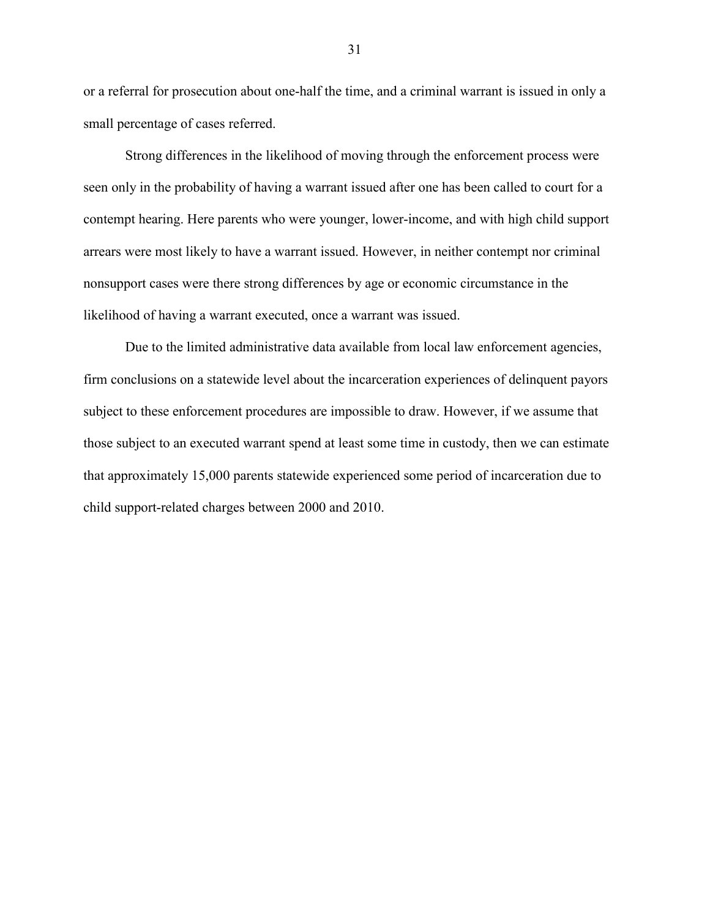or a referral for prosecution about one-half the time, and a criminal warrant is issued in only a small percentage of cases referred.

Strong differences in the likelihood of moving through the enforcement process were seen only in the probability of having a warrant issued after one has been called to court for a contempt hearing. Here parents who were younger, lower-income, and with high child support arrears were most likely to have a warrant issued. However, in neither contempt nor criminal nonsupport cases were there strong differences by age or economic circumstance in the likelihood of having a warrant executed, once a warrant was issued.

Due to the limited administrative data available from local law enforcement agencies, firm conclusions on a statewide level about the incarceration experiences of delinquent payors subject to these enforcement procedures are impossible to draw. However, if we assume that those subject to an executed warrant spend at least some time in custody, then we can estimate that approximately 15,000 parents statewide experienced some period of incarceration due to child support-related charges between 2000 and 2010.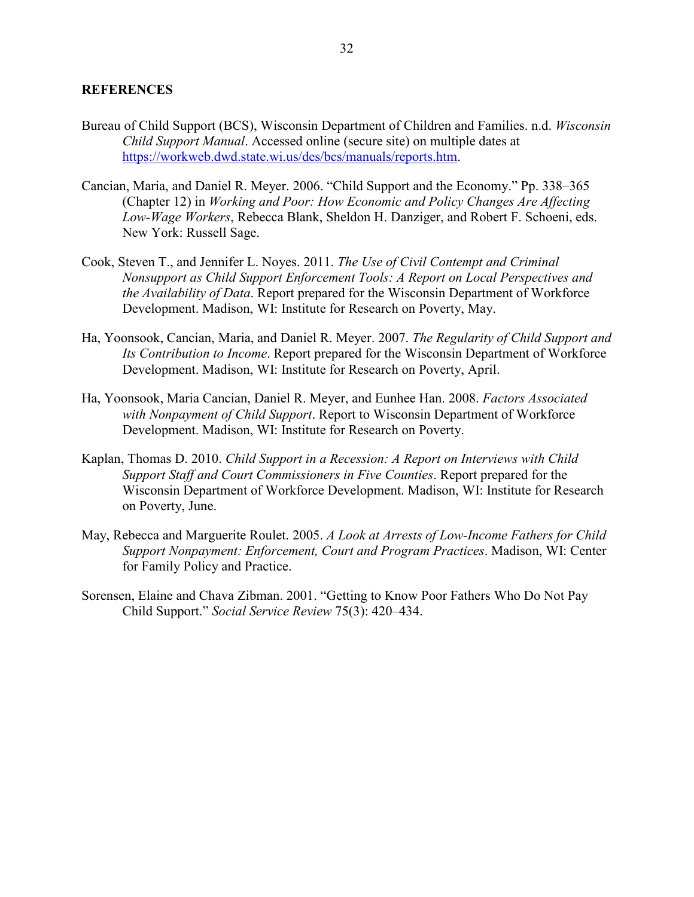## REFERENCES

Bureau of Child Support (BCS), Wisconsin Department of Children and Families. n.d. *Wisconsin Child Support Manual*. Accessed online (secure site) on multiple dates at https://workweb.dwd.state.wi.us/des/bcs/manuals/reports.htm.

Cancian, Maria, and Daniel R. Meyer. 2006. "Child Support and the Economy." Pp. 338–365 (Chapter 12) in *Working and Poor: How Economic and Policy Changes Are Affecting Low-Wage Workers*, Rebecca Blank, Sheldon H. Danziger, and Robert F. Schoeni, eds. New York: Russell Sage.

Cook, Steven T., and Jennifer L. Noyes. 2011. *The Use of Civil Contempt and Criminal Nonsupport as Child Support Enforcement Tools: A Report on Local Perspectives and the Availability of Data*. Report prepared for the Wisconsin Department of Workforce Development. Madison, WI: Institute for Research on Poverty, May.

Ha, Yoonsook, Cancian, Maria, and Daniel R. Meyer. 2007. *The Regularity of Child Support and Its Contribution to Income*. Report prepared for the Wisconsin Department of Workforce Development. Madison, WI: Institute for Research on Poverty, April.

Ha, Yoonsook, Maria Cancian, Daniel R. Meyer, and Eunhee Han. 2008. *Factors Associated with Nonpayment of Child Support*. Report to Wisconsin Department of Workforce Development. Madison, WI: Institute for Research on Poverty.

Kaplan, Thomas D. 2010. *Child Support in a Recession: A Report on Interviews with Child Support Staff and Court Commissioners in Five Counties*. Report prepared for the Wisconsin Department of Workforce Development. Madison, WI: Institute for Research on Poverty, June.

May, Rebecca and Marguerite Roulet. 2005. *A Look at Arrests of Low-Income Fathers for Child Support Nonpayment: Enforcement, Court and Program Practices*. Madison, WI: Center for Family Policy and Practice.

Sorensen, Elaine and Chava Zibman. 2001. "Getting to Know Poor Fathers Who Do Not Pay Child Support." *Social Service Review* 75(3): 420–434.